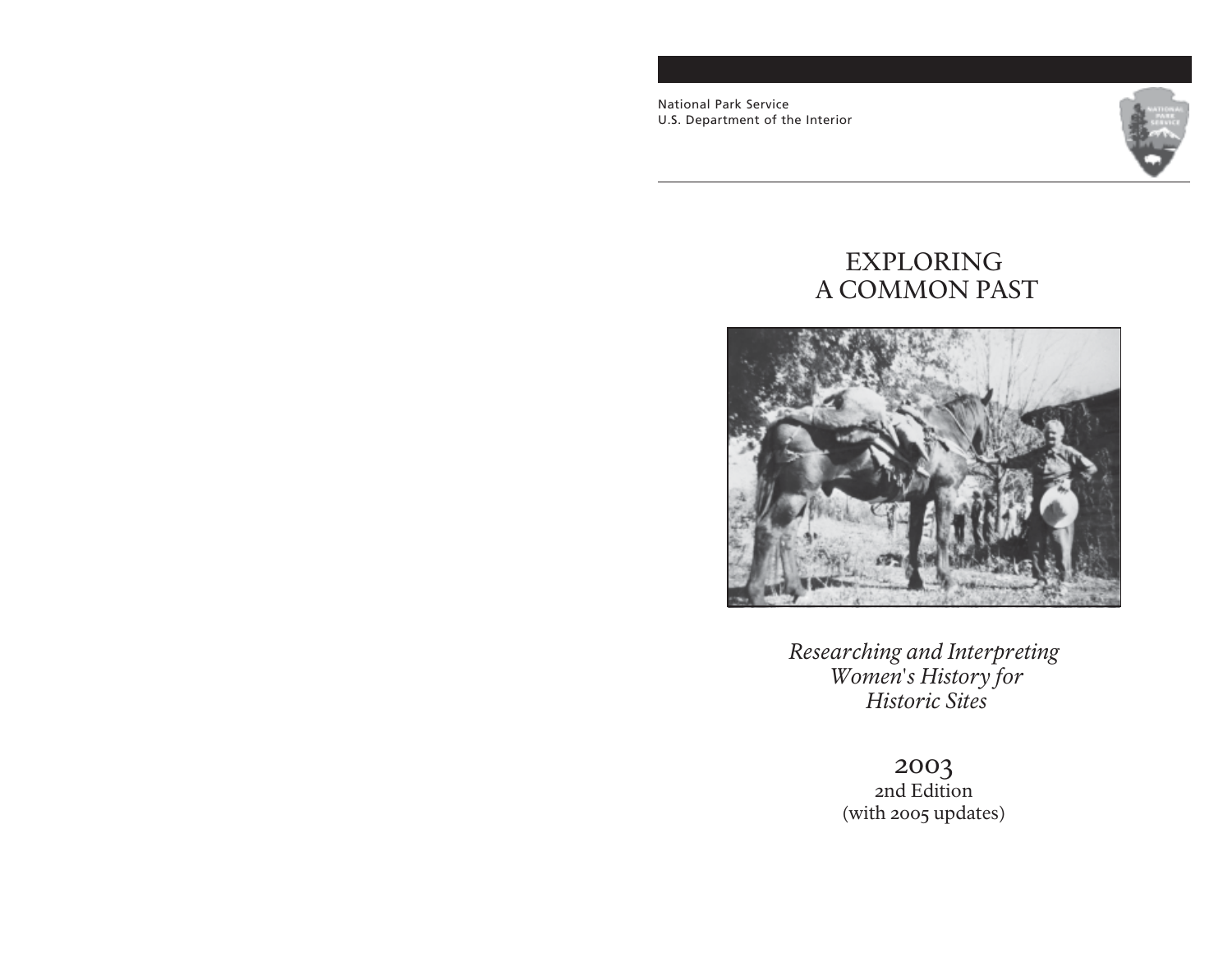National Park Service
U.S. Department of the Interior

# EXPLORING A COMMON PAST

*Researching and Interpreting Women's History for Historic Sites*

2003
2nd Edition
(with 2005 updates)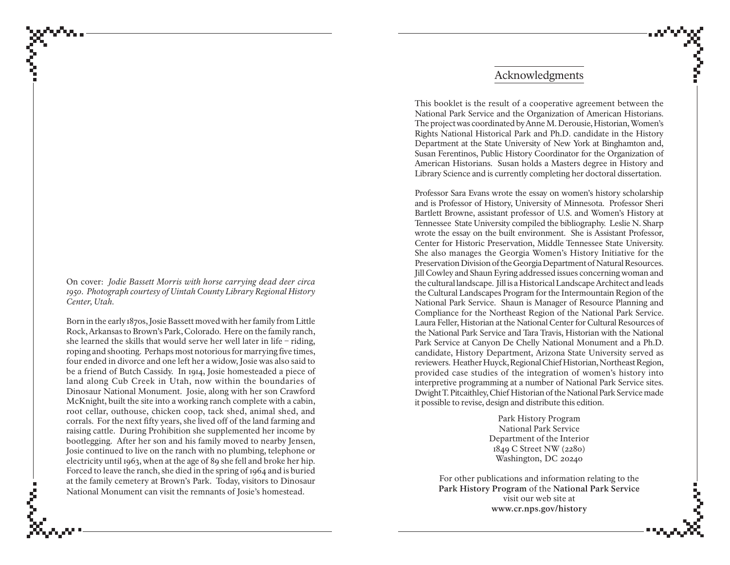On cover: *Jodie Bassett Morris with horse carrying dead deer circa 1950. Photograph courtesy of Uintah County Library Regional History Center, Utah.*

Born in the early 1870s, Josie Bassett moved with her family from Little Rock, Arkansas to Brown's Park, Colorado. Here on the family ranch, she learned the skills that would serve her well later in life – riding, roping and shooting. Perhaps most notorious for marrying five times, four ended in divorce and one left her a widow, Josie was also said to be a friend of Butch Cassidy. In 1914, Josie homesteaded a piece of land along Cub Creek in Utah, now within the boundaries of Dinosaur National Monument. Josie, along with her son Crawford McKnight, built the site into a working ranch complete with a cabin, root cellar, outhouse, chicken coop, tack shed, animal shed, and corrals. For the next fifty years, she lived off of the land farming and raising cattle. During Prohibition she supplemented her income by bootlegging. After her son and his family moved to nearby Jensen, Josie continued to live on the ranch with no plumbing, telephone or electricity until 1963, when at the age of 89 she fell and broke her hip. Forced to leave the ranch, she died in the spring of 1964 and is buried at the family cemetery at Brown's Park. Today, visitors to Dinosaur National Monument can visit the remnants of Josie's homestead.

## Acknowledgments

This booklet is the result of a cooperative agreement between the National Park Service and the Organization of American Historians. The project was coordinated by Anne M. Derousie, Historian, Women's Rights National Historical Park and Ph.D. candidate in the History Department at the State University of New York at Binghamton and, Susan Ferentinos, Public History Coordinator for the Organization of American Historians. Susan holds a Masters degree in History and Library Science and is currently completing her doctoral dissertation.

Professor Sara Evans wrote the essay on women's history scholarship and is Professor of History, University of Minnesota. Professor Sheri Bartlett Browne, assistant professor of U.S. and Women's History at Tennessee State University compiled the bibliography. Leslie N. Sharp wrote the essay on the built environment. She is Assistant Professor, Center for Historic Preservation, Middle Tennessee State University. She also manages the Georgia Women's History Initiative for the Preservation Division of the Georgia Department of Natural Resources. Jill Cowley and Shaun Eyring addressed issues concerning woman and the cultural landscape. Jill is a Historical Landscape Architect and leads the Cultural Landscapes Program for the Intermountain Region of the National Park Service. Shaun is Manager of Resource Planning and Compliance for the Northeast Region of the National Park Service. Laura Feller, Historian at the National Center for Cultural Resources of the National Park Service and Tara Travis, Historian with the National Park Service at Canyon De Chelly National Monument and a Ph.D. candidate, History Department, Arizona State University served as reviewers. Heather Huyck, Regional Chief Historian, Northeast Region, provided case studies of the integration of women's history into interpretive programming at a number of National Park Service sites. Dwight T. Pitcaithley, Chief Historian of the National Park Service made it possible to revise, design and distribute this edition.

Park History Program
National Park Service
Department of the Interior
1849 C Street NW (2280)
Washington, DC 20240

For other publications and information relating to the **Park History Program** of the **National Park Service** visit our web site at **www.cr.nps.gov/history**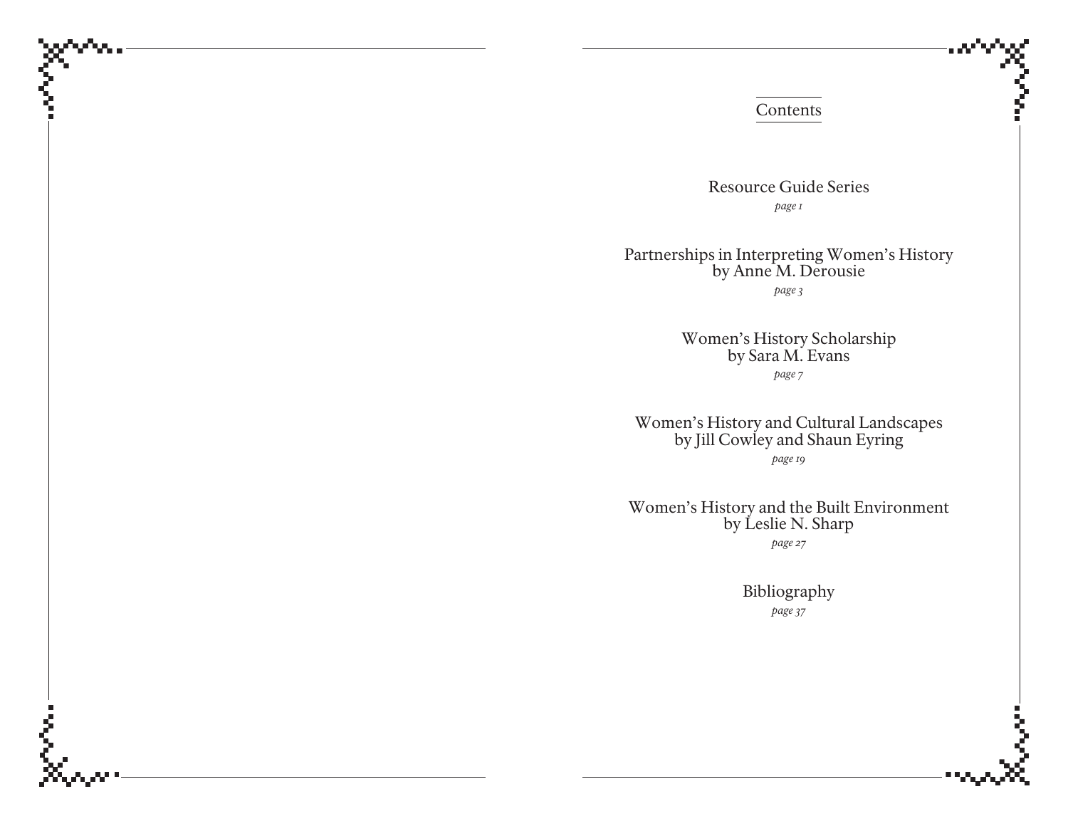# Contents

Resource Guide Series
*page 1*

Partnerships in Interpreting Women's History
by Anne M. Derousie
*page 3*

Women's History Scholarship
by Sara M. Evans
*page 7*

Women's History and Cultural Landscapes
by Jill Cowley and Shaun Eyring
*page 19*

Women's History and the Built Environment
by Leslie N. Sharp
*page 27*

Bibliography
*page 37*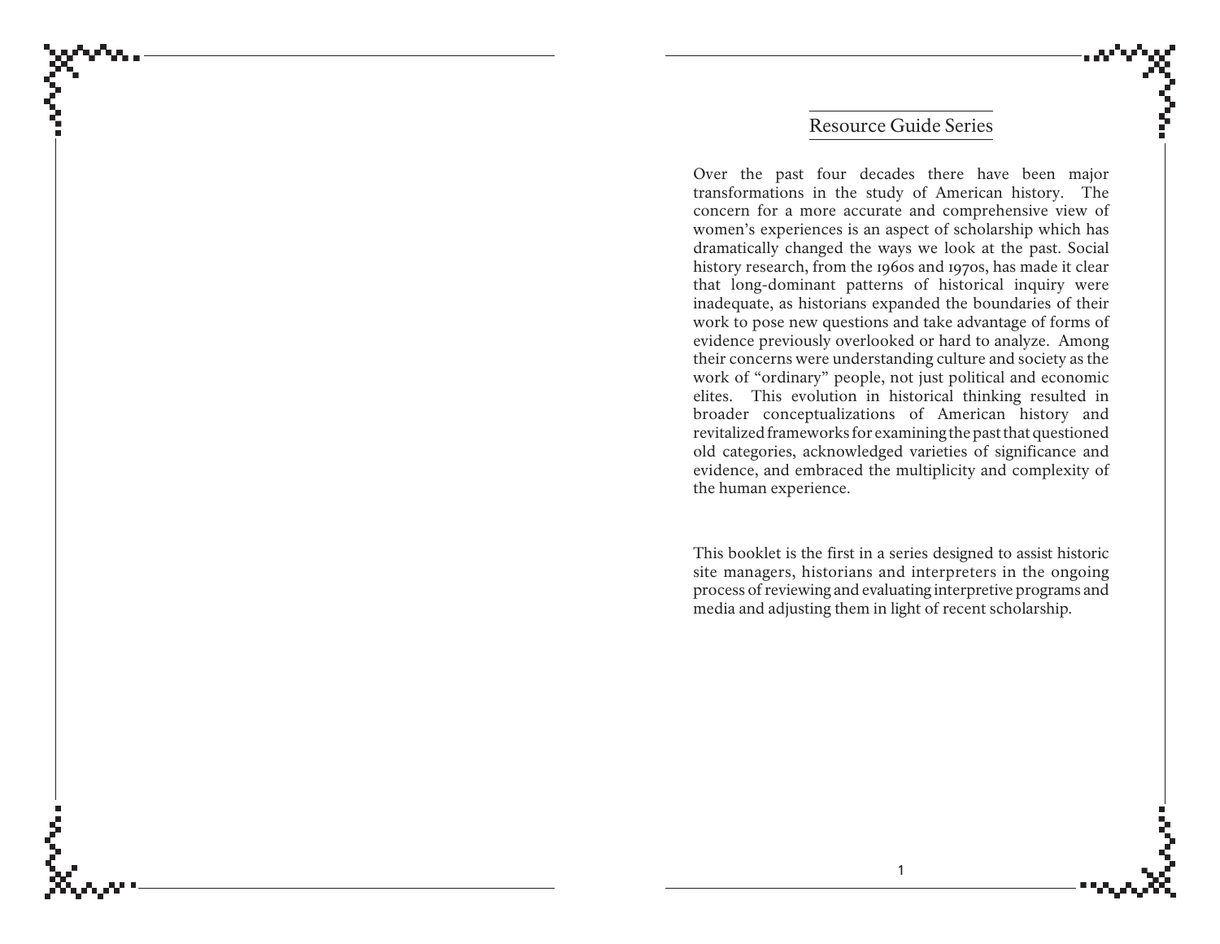## Resource Guide Series

Over the past four decades there have been major transformations in the study of American history. The concern for a more accurate and comprehensive view of women's experiences is an aspect of scholarship which has dramatically changed the ways we look at the past. Social history research, from the 1960s and 1970s, has made it clear that long-dominant patterns of historical inquiry were inadequate, as historians expanded the boundaries of their work to pose new questions and take advantage of forms of evidence previously overlooked or hard to analyze. Among their concerns were understanding culture and society as the work of "ordinary" people, not just political and economic elites. This evolution in historical thinking resulted in broader conceptualizations of American history and revitalized frameworks for examining the past that questioned old categories, acknowledged varieties of significance and evidence, and embraced the multiplicity and complexity of the human experience.

This booklet is the first in a series designed to assist historic site managers, historians and interpreters in the ongoing process of reviewing and evaluating interpretive programs and media and adjusting them in light of recent scholarship.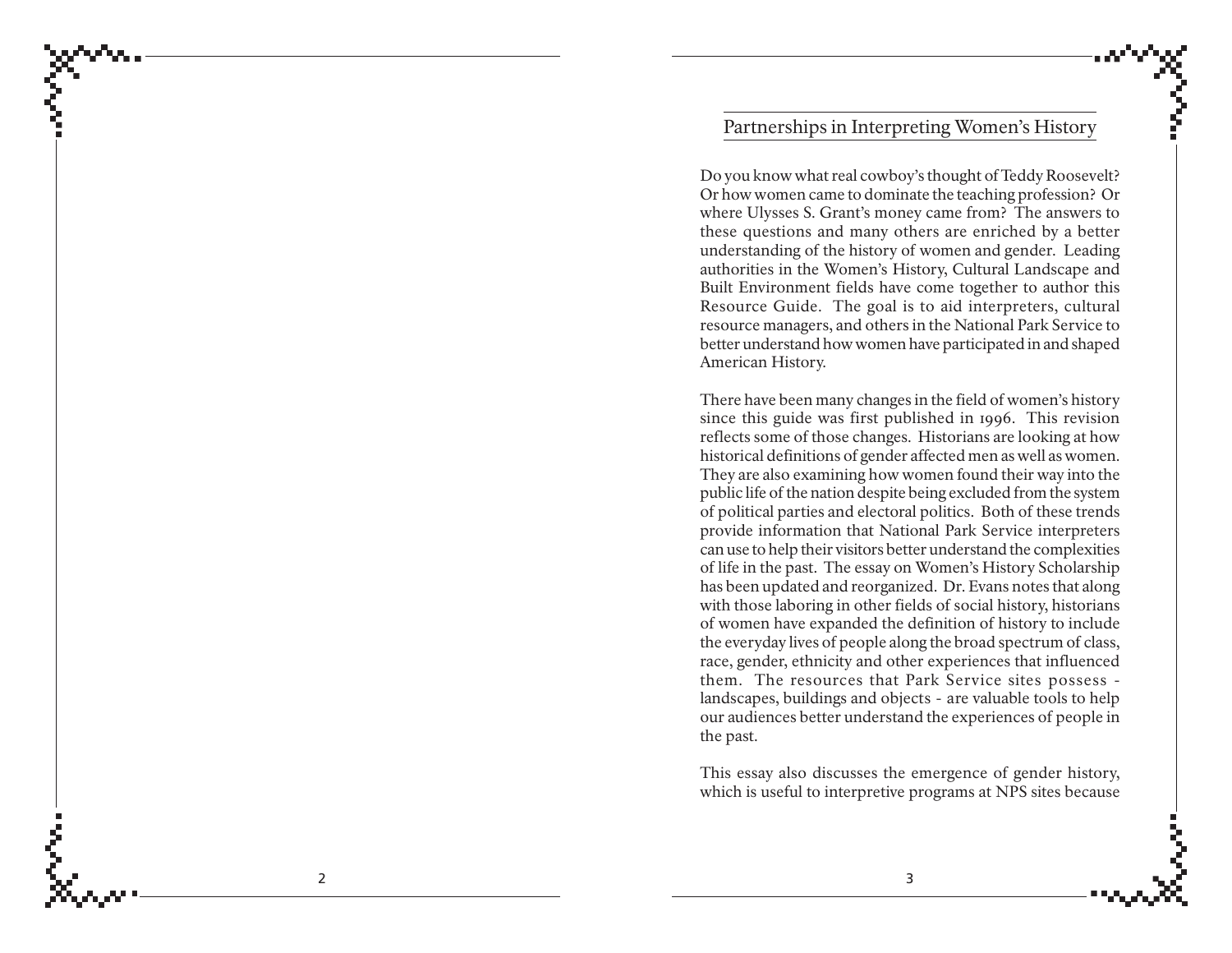## Partnerships in Interpreting Women's History

Do you know what real cowboy's thought of Teddy Roosevelt? Or how women came to dominate the teaching profession? Or where Ulysses S. Grant's money came from? The answers to these questions and many others are enriched by a better understanding of the history of women and gender. Leading authorities in the Women's History, Cultural Landscape and Built Environment fields have come together to author this Resource Guide. The goal is to aid interpreters, cultural resource managers, and others in the National Park Service to better understand how women have participated in and shaped American History.

There have been many changes in the field of women's history since this guide was first published in 1996. This revision reflects some of those changes. Historians are looking at how historical definitions of gender affected men as well as women. They are also examining how women found their way into the public life of the nation despite being excluded from the system of political parties and electoral politics. Both of these trends provide information that National Park Service interpreters can use to help their visitors better understand the complexities of life in the past. The essay on Women's History Scholarship has been updated and reorganized. Dr. Evans notes that along with those laboring in other fields of social history, historians of women have expanded the definition of history to include the everyday lives of people along the broad spectrum of class, race, gender, ethnicity and other experiences that influenced them. The resources that Park Service sites possess - landscapes, buildings and objects - are valuable tools to help our audiences better understand the experiences of people in the past.

This essay also discusses the emergence of gender history, which is useful to interpretive programs at NPS sites because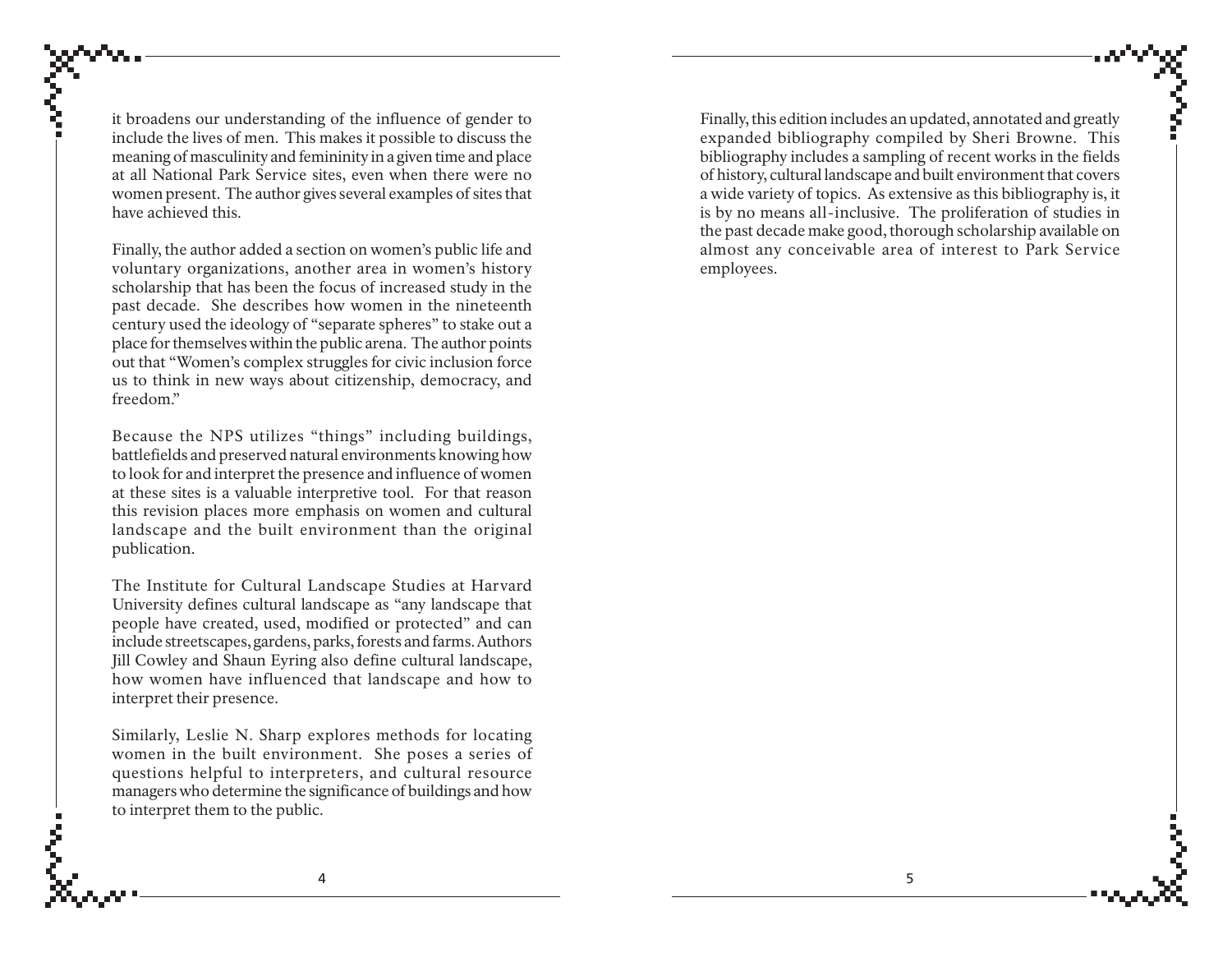it broadens our understanding of the influence of gender to include the lives of men. This makes it possible to discuss the meaning of masculinity and femininity in a given time and place at all National Park Service sites, even when there were no women present. The author gives several examples of sites that have achieved this.

Finally, the author added a section on women's public life and voluntary organizations, another area in women's history scholarship that has been the focus of increased study in the past decade. She describes how women in the nineteenth century used the ideology of "separate spheres" to stake out a place for themselves within the public arena. The author points out that "Women's complex struggles for civic inclusion force us to think in new ways about citizenship, democracy, and freedom."

Because the NPS utilizes "things" including buildings, battlefields and preserved natural environments knowing how to look for and interpret the presence and influence of women at these sites is a valuable interpretive tool. For that reason this revision places more emphasis on women and cultural landscape and the built environment than the original publication.

The Institute for Cultural Landscape Studies at Harvard University defines cultural landscape as "any landscape that people have created, used, modified or protected" and can include streetscapes, gardens, parks, forests and farms. Authors Jill Cowley and Shaun Eyring also define cultural landscape, how women have influenced that landscape and how to interpret their presence.

Similarly, Leslie N. Sharp explores methods for locating women in the built environment. She poses a series of questions helpful to interpreters, and cultural resource managers who determine the significance of buildings and how to interpret them to the public.

Finally, this edition includes an updated, annotated and greatly expanded bibliography compiled by Sheri Browne. This bibliography includes a sampling of recent works in the fields of history, cultural landscape and built environment that covers a wide variety of topics. As extensive as this bibliography is, it is by no means all-inclusive. The proliferation of studies in the past decade make good, thorough scholarship available on almost any conceivable area of interest to Park Service employees.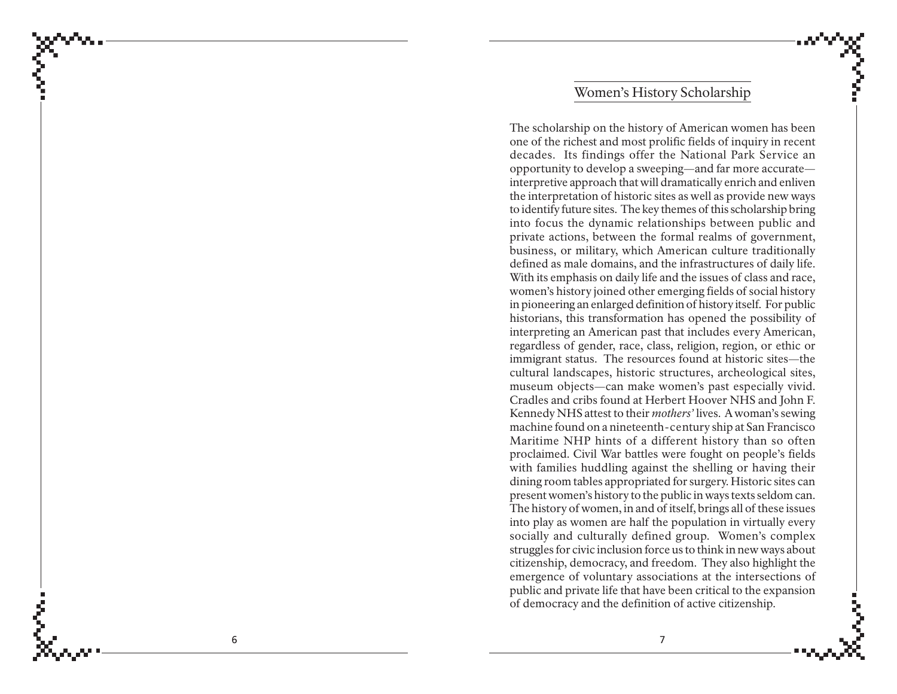## Women's History Scholarship

The scholarship on the history of American women has been one of the richest and most prolific fields of inquiry in recent decades. Its findings offer the National Park Service an opportunity to develop a sweeping—and far more accurate—interpretive approach that will dramatically enrich and enliven the interpretation of historic sites as well as provide new ways to identify future sites. The key themes of this scholarship bring into focus the dynamic relationships between public and private actions, between the formal realms of government, business, or military, which American culture traditionally defined as male domains, and the infrastructures of daily life. With its emphasis on daily life and the issues of class and race, women's history joined other emerging fields of social history in pioneering an enlarged definition of history itself. For public historians, this transformation has opened the possibility of interpreting an American past that includes every American, regardless of gender, race, class, religion, region, or ethic or immigrant status. The resources found at historic sites—the cultural landscapes, historic structures, archeological sites, museum objects—can make women's past especially vivid. Cradles and cribs found at Herbert Hoover NHS and John F. Kennedy NHS attest to their *mothers'* lives. A woman's sewing machine found on a nineteenth-century ship at San Francisco Maritime NHP hints of a different history than so often proclaimed. Civil War battles were fought on people's fields with families huddling against the shelling or having their dining room tables appropriated for surgery. Historic sites can present women's history to the public in ways texts seldom can. The history of women, in and of itself, brings all of these issues into play as women are half the population in virtually every socially and culturally defined group. Women's complex struggles for civic inclusion force us to think in new ways about citizenship, democracy, and freedom. They also highlight the emergence of voluntary associations at the intersections of public and private life that have been critical to the expansion of democracy and the definition of active citizenship.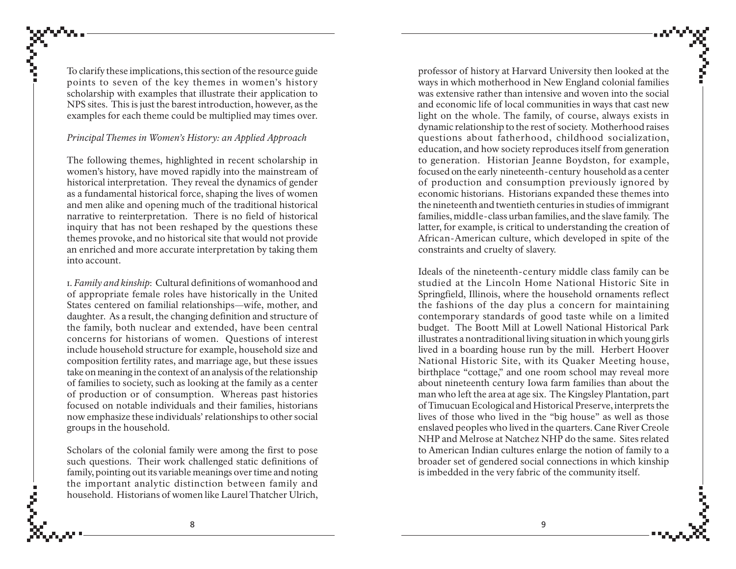To clarify these implications, this section of the resource guide points to seven of the key themes in women's history scholarship with examples that illustrate their application to NPS sites. This is just the barest introduction, however, as the examples for each theme could be multiplied may times over.

*Principal Themes in Women's History: an Applied Approach*

The following themes, highlighted in recent scholarship in women's history, have moved rapidly into the mainstream of historical interpretation. They reveal the dynamics of gender as a fundamental historical force, shaping the lives of women and men alike and opening much of the traditional historical narrative to reinterpretation. There is no field of historical inquiry that has not been reshaped by the questions these themes provoke, and no historical site that would not provide an enriched and more accurate interpretation by taking them into account.

1. *Family and kinship*: Cultural definitions of womanhood and of appropriate female roles have historically in the United States centered on familial relationships—wife, mother, and daughter. As a result, the changing definition and structure of the family, both nuclear and extended, have been central concerns for historians of women. Questions of interest include household structure for example, household size and composition fertility rates, and marriage age, but these issues take on meaning in the context of an analysis of the relationship of families to society, such as looking at the family as a center of production or of consumption. Whereas past histories focused on notable individuals and their families, historians now emphasize these individuals' relationships to other social groups in the household.

Scholars of the colonial family were among the first to pose such questions. Their work challenged static definitions of family, pointing out its variable meanings over time and noting the important analytic distinction between family and household. Historians of women like Laurel Thatcher Ulrich, professor of history at Harvard University then looked at the ways in which motherhood in New England colonial families was extensive rather than intensive and woven into the social and economic life of local communities in ways that cast new light on the whole. The family, of course, always exists in dynamic relationship to the rest of society. Motherhood raises questions about fatherhood, childhood socialization, education, and how society reproduces itself from generation to generation. Historian Jeanne Boydston, for example, focused on the early nineteenth-century household as a center of production and consumption previously ignored by economic historians. Historians expanded these themes into the nineteenth and twentieth centuries in studies of immigrant families, middle-class urban families, and the slave family. The latter, for example, is critical to understanding the creation of African-American culture, which developed in spite of the constraints and cruelty of slavery.

Ideals of the nineteenth-century middle class family can be studied at the Lincoln Home National Historic Site in Springfield, Illinois, where the household ornaments reflect the fashions of the day plus a concern for maintaining contemporary standards of good taste while on a limited budget. The Boott Mill at Lowell National Historical Park illustrates a nontraditional living situation in which young girls lived in a boarding house run by the mill. Herbert Hoover National Historic Site, with its Quaker Meeting house, birthplace "cottage," and one room school may reveal more about nineteenth century Iowa farm families than about the man who left the area at age six. The Kingsley Plantation, part of Timucuan Ecological and Historical Preserve, interprets the lives of those who lived in the "big house" as well as those enslaved peoples who lived in the quarters. Cane River Creole NHP and Melrose at Natchez NHP do the same. Sites related to American Indian cultures enlarge the notion of family to a broader set of gendered social connections in which kinship is imbedded in the very fabric of the community itself.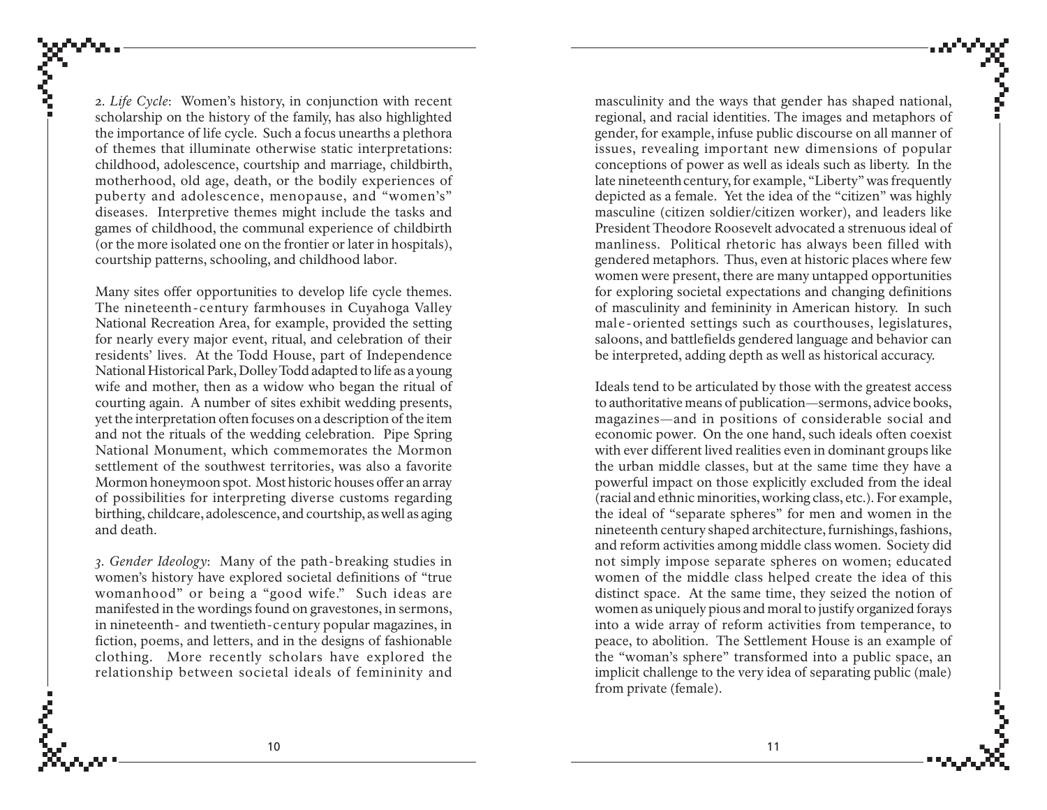2. *Life Cycle*: Women's history, in conjunction with recent scholarship on the history of the family, has also highlighted the importance of life cycle. Such a focus unearths a plethora of themes that illuminate otherwise static interpretations: childhood, adolescence, courtship and marriage, childbirth, motherhood, old age, death, or the bodily experiences of puberty and adolescence, menopause, and "women's" diseases. Interpretive themes might include the tasks and games of childhood, the communal experience of childbirth (or the more isolated one on the frontier or later in hospitals), courtship patterns, schooling, and childhood labor.

Many sites offer opportunities to develop life cycle themes. The nineteenth-century farmhouses in Cuyahoga Valley National Recreation Area, for example, provided the setting for nearly every major event, ritual, and celebration of their residents' lives. At the Todd House, part of Independence National Historical Park, Dolley Todd adapted to life as a young wife and mother, then as a widow who began the ritual of courting again. A number of sites exhibit wedding presents, yet the interpretation often focuses on a description of the item and not the rituals of the wedding celebration. Pipe Spring National Monument, which commemorates the Mormon settlement of the southwest territories, was also a favorite Mormon honeymoon spot. Most historic houses offer an array of possibilities for interpreting diverse customs regarding birthing, childcare, adolescence, and courtship, as well as aging and death.

3. *Gender Ideology*: Many of the path-breaking studies in women's history have explored societal definitions of "true womanhood" or being a "good wife." Such ideas are manifested in the wordings found on gravestones, in sermons, in nineteenth- and twentieth-century popular magazines, in fiction, poems, and letters, and in the designs of fashionable clothing. More recently scholars have explored the relationship between societal ideals of femininity and masculinity and the ways that gender has shaped national, regional, and racial identities. The images and metaphors of gender, for example, infuse public discourse on all manner of issues, revealing important new dimensions of popular conceptions of power as well as ideals such as liberty. In the late nineteenth century, for example, "Liberty" was frequently depicted as a female. Yet the idea of the "citizen" was highly masculine (citizen soldier/citizen worker), and leaders like President Theodore Roosevelt advocated a strenuous ideal of manliness. Political rhetoric has always been filled with gendered metaphors. Thus, even at historic places where few women were present, there are many untapped opportunities for exploring societal expectations and changing definitions of masculinity and femininity in American history. In such male-oriented settings such as courthouses, legislatures, saloons, and battlefields gendered language and behavior can be interpreted, adding depth as well as historical accuracy.

Ideals tend to be articulated by those with the greatest access to authoritative means of publication—sermons, advice books, magazines—and in positions of considerable social and economic power. On the one hand, such ideals often coexist with ever different lived realities even in dominant groups like the urban middle classes, but at the same time they have a powerful impact on those explicitly excluded from the ideal (racial and ethnic minorities, working class, etc.). For example, the ideal of "separate spheres" for men and women in the nineteenth century shaped architecture, furnishings, fashions, and reform activities among middle class women. Society did not simply impose separate spheres on women; educated women of the middle class helped create the idea of this distinct space. At the same time, they seized the notion of women as uniquely pious and moral to justify organized forays into a wide array of reform activities from temperance, to peace, to abolition. The Settlement House is an example of the "woman's sphere" transformed into a public space, an implicit challenge to the very idea of separating public (male) from private (female).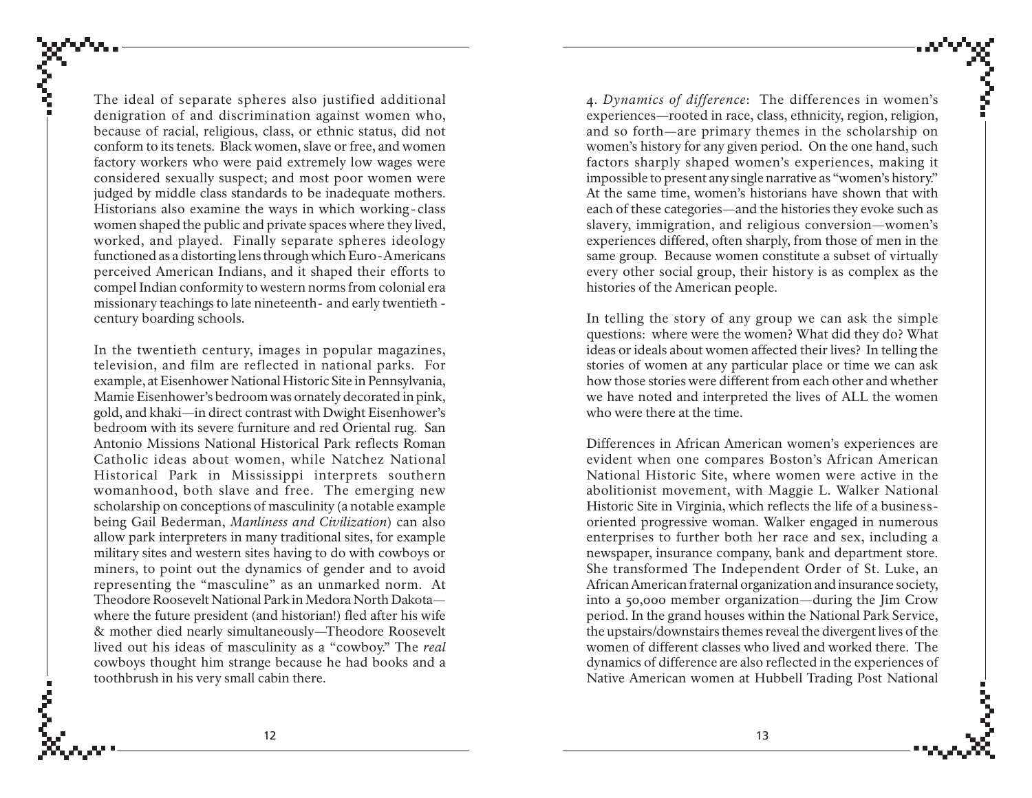The ideal of separate spheres also justified additional denigration of and discrimination against women who, because of racial, religious, class, or ethnic status, did not conform to its tenets. Black women, slave or free, and women factory workers who were paid extremely low wages were considered sexually suspect; and most poor women were judged by middle class standards to be inadequate mothers. Historians also examine the ways in which working-class women shaped the public and private spaces where they lived, worked, and played. Finally separate spheres ideology functioned as a distorting lens through which Euro-Americans perceived American Indians, and it shaped their efforts to compel Indian conformity to western norms from colonial era missionary teachings to late nineteenth- and early twentieth-century boarding schools.

In the twentieth century, images in popular magazines, television, and film are reflected in national parks. For example, at Eisenhower National Historic Site in Pennsylvania, Mamie Eisenhower's bedroom was ornately decorated in pink, gold, and khaki—in direct contrast with Dwight Eisenhower's bedroom with its severe furniture and red Oriental rug. San Antonio Missions National Historical Park reflects Roman Catholic ideas about women, while Natchez National Historical Park in Mississippi interprets southern womanhood, both slave and free. The emerging new scholarship on conceptions of masculinity (a notable example being Gail Bederman, *Manliness and Civilization*) can also allow park interpreters in many traditional sites, for example military sites and western sites having to do with cowboys or miners, to point out the dynamics of gender and to avoid representing the "masculine" as an unmarked norm. At Theodore Roosevelt National Park in Medora North Dakota—where the future president (and historian!) fled after his wife & mother died nearly simultaneously—Theodore Roosevelt lived out his ideas of masculinity as a "cowboy." The *real* cowboys thought him strange because he had books and a toothbrush in his very small cabin there.

4. *Dynamics of difference*: The differences in women's experiences—rooted in race, class, ethnicity, region, religion, and so forth—are primary themes in the scholarship on women's history for any given period. On the one hand, such factors sharply shaped women's experiences, making it impossible to present any single narrative as "women's history." At the same time, women's historians have shown that with each of these categories—and the histories they evoke such as slavery, immigration, and religious conversion—women's experiences differed, often sharply, from those of men in the same group. Because women constitute a subset of virtually every other social group, their history is as complex as the histories of the American people.

In telling the story of any group we can ask the simple questions: where were the women? What did they do? What ideas or ideals about women affected their lives? In telling the stories of women at any particular place or time we can ask how those stories were different from each other and whether we have noted and interpreted the lives of ALL the women who were there at the time.

Differences in African American women's experiences are evident when one compares Boston's African American National Historic Site, where women were active in the abolitionist movement, with Maggie L. Walker National Historic Site in Virginia, which reflects the life of a business-oriented progressive woman. Walker engaged in numerous enterprises to further both her race and sex, including a newspaper, insurance company, bank and department store. She transformed The Independent Order of St. Luke, an African American fraternal organization and insurance society, into a 50,000 member organization—during the Jim Crow period. In the grand houses within the National Park Service, the upstairs/downstairs themes reveal the divergent lives of the women of different classes who lived and worked there. The dynamics of difference are also reflected in the experiences of Native American women at Hubbell Trading Post National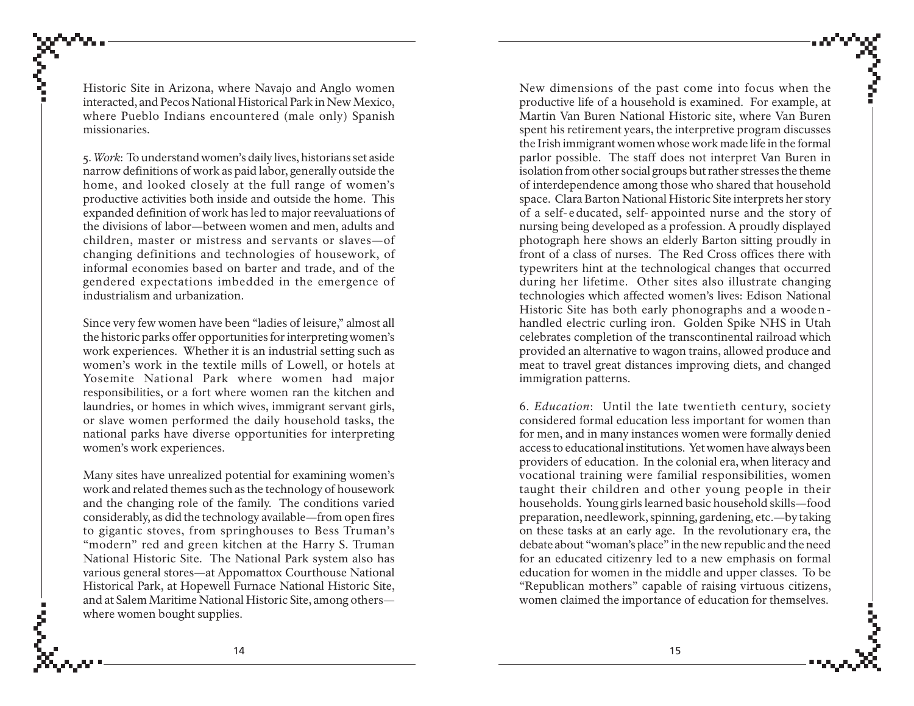Historic Site in Arizona, where Navajo and Anglo women interacted, and Pecos National Historical Park in New Mexico, where Pueblo Indians encountered (male only) Spanish missionaries.

5. *Work*: To understand women's daily lives, historians set aside narrow definitions of work as paid labor, generally outside the home, and looked closely at the full range of women's productive activities both inside and outside the home. This expanded definition of work has led to major reevaluations of the divisions of labor—between women and men, adults and children, master or mistress and servants or slaves—of changing definitions and technologies of housework, of informal economies based on barter and trade, and of the gendered expectations imbedded in the emergence of industrialism and urbanization.

Since very few women have been "ladies of leisure," almost all the historic parks offer opportunities for interpreting women's work experiences. Whether it is an industrial setting such as women's work in the textile mills of Lowell, or hotels at Yosemite National Park where women had major responsibilities, or a fort where women ran the kitchen and laundries, or homes in which wives, immigrant servant girls, or slave women performed the daily household tasks, the national parks have diverse opportunities for interpreting women's work experiences.

Many sites have unrealized potential for examining women's work and related themes such as the technology of housework and the changing role of the family. The conditions varied considerably, as did the technology available—from open fires to gigantic stoves, from springhouses to Bess Truman's "modern" red and green kitchen at the Harry S. Truman National Historic Site. The National Park system also has various general stores—at Appomattox Courthouse National Historical Park, at Hopewell Furnace National Historic Site, and at Salem Maritime National Historic Site, among others—where women bought supplies.

New dimensions of the past come into focus when the productive life of a household is examined. For example, at Martin Van Buren National Historic site, where Van Buren spent his retirement years, the interpretive program discusses the Irish immigrant women whose work made life in the formal parlor possible. The staff does not interpret Van Buren in isolation from other social groups but rather stresses the theme of interdependence among those who shared that household space. Clara Barton National Historic Site interprets her story of a self-educated, self-appointed nurse and the story of nursing being developed as a profession. A proudly displayed photograph here shows an elderly Barton sitting proudly in front of a class of nurses. The Red Cross offices there with typewriters hint at the technological changes that occurred during her lifetime. Other sites also illustrate changing technologies which affected women's lives: Edison National Historic Site has both early phonographs and a wooden-handled electric curling iron. Golden Spike NHS in Utah celebrates completion of the transcontinental railroad which provided an alternative to wagon trains, allowed produce and meat to travel great distances improving diets, and changed immigration patterns.

6. *Education*: Until the late twentieth century, society considered formal education less important for women than for men, and in many instances women were formally denied access to educational institutions. Yet women have always been providers of education. In the colonial era, when literacy and vocational training were familial responsibilities, women taught their children and other young people in their households. Young girls learned basic household skills—food preparation, needlework, spinning, gardening, etc.—by taking on these tasks at an early age. In the revolutionary era, the debate about "woman's place" in the new republic and the need for an educated citizenry led to a new emphasis on formal education for women in the middle and upper classes. To be "Republican mothers" capable of raising virtuous citizens, women claimed the importance of education for themselves.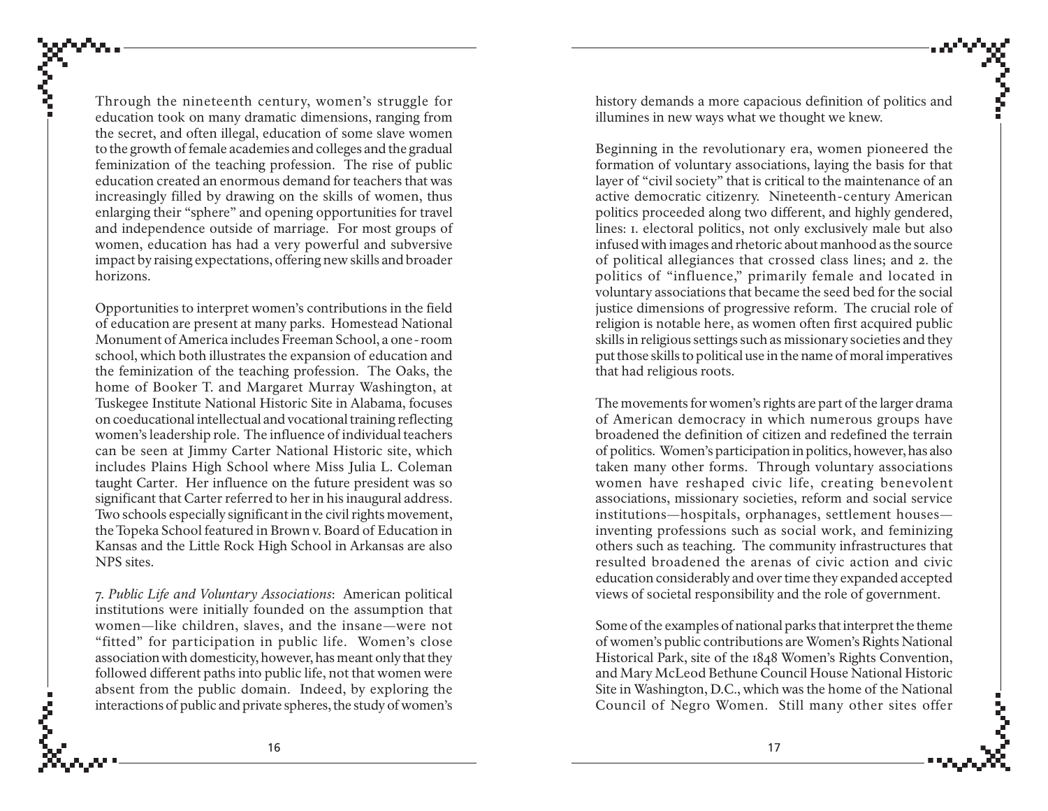Through the nineteenth century, women's struggle for education took on many dramatic dimensions, ranging from the secret, and often illegal, education of some slave women to the growth of female academies and colleges and the gradual feminization of the teaching profession. The rise of public education created an enormous demand for teachers that was increasingly filled by drawing on the skills of women, thus enlarging their "sphere" and opening opportunities for travel and independence outside of marriage. For most groups of women, education has had a very powerful and subversive impact by raising expectations, offering new skills and broader horizons.

Opportunities to interpret women's contributions in the field of education are present at many parks. Homestead National Monument of America includes Freeman School, a one-room school, which both illustrates the expansion of education and the feminization of the teaching profession. The Oaks, the home of Booker T. and Margaret Murray Washington, at Tuskegee Institute National Historic Site in Alabama, focuses on coeducational intellectual and vocational training reflecting women's leadership role. The influence of individual teachers can be seen at Jimmy Carter National Historic site, which includes Plains High School where Miss Julia L. Coleman taught Carter. Her influence on the future president was so significant that Carter referred to her in his inaugural address. Two schools especially significant in the civil rights movement, the Topeka School featured in Brown v. Board of Education in Kansas and the Little Rock High School in Arkansas are also NPS sites.

7. *Public Life and Voluntary Associations*: American political institutions were initially founded on the assumption that women—like children, slaves, and the insane—were not "fitted" for participation in public life. Women's close association with domesticity, however, has meant only that they followed different paths into public life, not that women were absent from the public domain. Indeed, by exploring the interactions of public and private spheres, the study of women's history demands a more capacious definition of politics and illumines in new ways what we thought we knew.

Beginning in the revolutionary era, women pioneered the formation of voluntary associations, laying the basis for that layer of "civil society" that is critical to the maintenance of an active democratic citizenry. Nineteenth-century American politics proceeded along two different, and highly gendered, lines: 1. electoral politics, not only exclusively male but also infused with images and rhetoric about manhood as the source of political allegiances that crossed class lines; and 2. the politics of "influence," primarily female and located in voluntary associations that became the seed bed for the social justice dimensions of progressive reform. The crucial role of religion is notable here, as women often first acquired public skills in religious settings such as missionary societies and they put those skills to political use in the name of moral imperatives that had religious roots.

The movements for women's rights are part of the larger drama of American democracy in which numerous groups have broadened the definition of citizen and redefined the terrain of politics. Women's participation in politics, however, has also taken many other forms. Through voluntary associations women have reshaped civic life, creating benevolent associations, missionary societies, reform and social service institutions—hospitals, orphanages, settlement houses—inventing professions such as social work, and feminizing others such as teaching. The community infrastructures that resulted broadened the arenas of civic action and civic education considerably and over time they expanded accepted views of societal responsibility and the role of government.

Some of the examples of national parks that interpret the theme of women's public contributions are Women's Rights National Historical Park, site of the 1848 Women's Rights Convention, and Mary McLeod Bethune Council House National Historic Site in Washington, D.C., which was the home of the National Council of Negro Women. Still many other sites offer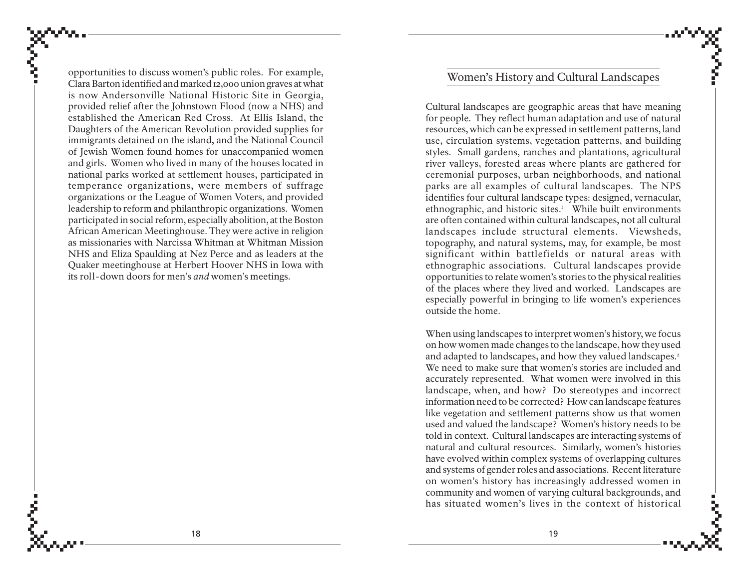opportunities to discuss women's public roles. For example, Clara Barton identified and marked 12,000 union graves at what is now Andersonville National Historic Site in Georgia, provided relief after the Johnstown Flood (now a NHS) and established the American Red Cross. At Ellis Island, the Daughters of the American Revolution provided supplies for immigrants detained on the island, and the National Council of Jewish Women found homes for unaccompanied women and girls. Women who lived in many of the houses located in national parks worked at settlement houses, participated in temperance organizations, were members of suffrage organizations or the League of Women Voters, and provided leadership to reform and philanthropic organizations. Women participated in social reform, especially abolition, at the Boston African American Meetinghouse. They were active in religion as missionaries with Narcissa Whitman at Whitman Mission NHS and Eliza Spaulding at Nez Perce and as leaders at the Quaker meetinghouse at Herbert Hoover NHS in Iowa with its roll-down doors for men's *and* women's meetings.

## Women's History and Cultural Landscapes

Cultural landscapes are geographic areas that have meaning for people. They reflect human adaptation and use of natural resources, which can be expressed in settlement patterns, land use, circulation systems, vegetation patterns, and building styles. Small gardens, ranches and plantations, agricultural river valleys, forested areas where plants are gathered for ceremonial purposes, urban neighborhoods, and national parks are all examples of cultural landscapes. The NPS identifies four cultural landscape types: designed, vernacular, ethnographic, and historic sites.[1] While built environments are often contained within cultural landscapes, not all cultural landscapes include structural elements. Viewsheds, topography, and natural systems, may, for example, be most significant within battlefields or natural areas with ethnographic associations. Cultural landscapes provide opportunities to relate women's stories to the physical realities of the places where they lived and worked. Landscapes are especially powerful in bringing to life women's experiences outside the home.

When using landscapes to interpret women's history, we focus on how women made changes to the landscape, how they used and adapted to landscapes, and how they valued landscapes.[2] We need to make sure that women's stories are included and accurately represented. What women were involved in this landscape, when, and how? Do stereotypes and incorrect information need to be corrected? How can landscape features like vegetation and settlement patterns show us that women used and valued the landscape? Women's history needs to be told in context. Cultural landscapes are interacting systems of natural and cultural resources. Similarly, women's histories have evolved within complex systems of overlapping cultures and systems of gender roles and associations. Recent literature on women's history has increasingly addressed women in community and women of varying cultural backgrounds, and has situated women's lives in the context of historical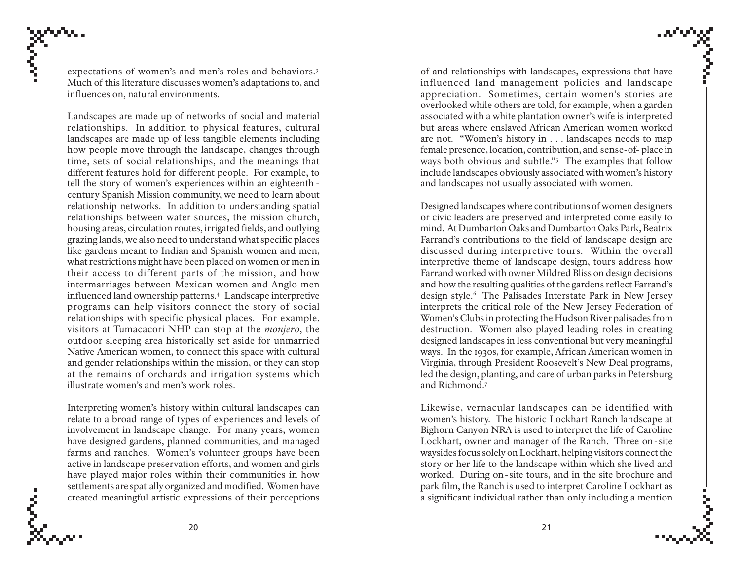expectations of women's and men's roles and behaviors.[3] Much of this literature discusses women's adaptations to, and influences on, natural environments.

Landscapes are made up of networks of social and material relationships. In addition to physical features, cultural landscapes are made up of less tangible elements including how people move through the landscape, changes through time, sets of social relationships, and the meanings that different features hold for different people. For example, to tell the story of women's experiences within an eighteenth-century Spanish Mission community, we need to learn about relationship networks. In addition to understanding spatial relationships between water sources, the mission church, housing areas, circulation routes, irrigated fields, and outlying grazing lands, we also need to understand what specific places like gardens meant to Indian and Spanish women and men, what restrictions might have been placed on women or men in their access to different parts of the mission, and how intermarriages between Mexican women and Anglo men influenced land ownership patterns.[4] Landscape interpretive programs can help visitors connect the story of social relationships with specific physical places. For example, visitors at Tumacacori NHP can stop at the *monjero*, the outdoor sleeping area historically set aside for unmarried Native American women, to connect this space with cultural and gender relationships within the mission, or they can stop at the remains of orchards and irrigation systems which illustrate women's and men's work roles.

Interpreting women's history within cultural landscapes can relate to a broad range of types of experiences and levels of involvement in landscape change. For many years, women have designed gardens, planned communities, and managed farms and ranches. Women's volunteer groups have been active in landscape preservation efforts, and women and girls have played major roles within their communities in how settlements are spatially organized and modified. Women have created meaningful artistic expressions of their perceptions of and relationships with landscapes, expressions that have influenced land management policies and landscape appreciation. Sometimes, certain women's stories are overlooked while others are told, for example, when a garden associated with a white plantation owner's wife is interpreted but areas where enslaved African American women worked are not. "Women's history in . . . landscapes needs to map female presence, location, contribution, and sense-of-place in ways both obvious and subtle."[5] The examples that follow include landscapes obviously associated with women's history and landscapes not usually associated with women.

Designed landscapes where contributions of women designers or civic leaders are preserved and interpreted come easily to mind. At Dumbarton Oaks and Dumbarton Oaks Park, Beatrix Farrand's contributions to the field of landscape design are discussed during interpretive tours. Within the overall interpretive theme of landscape design, tours address how Farrand worked with owner Mildred Bliss on design decisions and how the resulting qualities of the gardens reflect Farrand's design style.[6] The Palisades Interstate Park in New Jersey interprets the critical role of the New Jersey Federation of Women's Clubs in protecting the Hudson River palisades from destruction. Women also played leading roles in creating designed landscapes in less conventional but very meaningful ways. In the 1930s, for example, African American women in Virginia, through President Roosevelt's New Deal programs, led the design, planting, and care of urban parks in Petersburg and Richmond.[7]

Likewise, vernacular landscapes can be identified with women's history. The historic Lockhart Ranch landscape at Bighorn Canyon NRA is used to interpret the life of Caroline Lockhart, owner and manager of the Ranch. Three on-site waysides focus solely on Lockhart, helping visitors connect the story or her life to the landscape within which she lived and worked. During on-site tours, and in the site brochure and park film, the Ranch is used to interpret Caroline Lockhart as a significant individual rather than only including a mention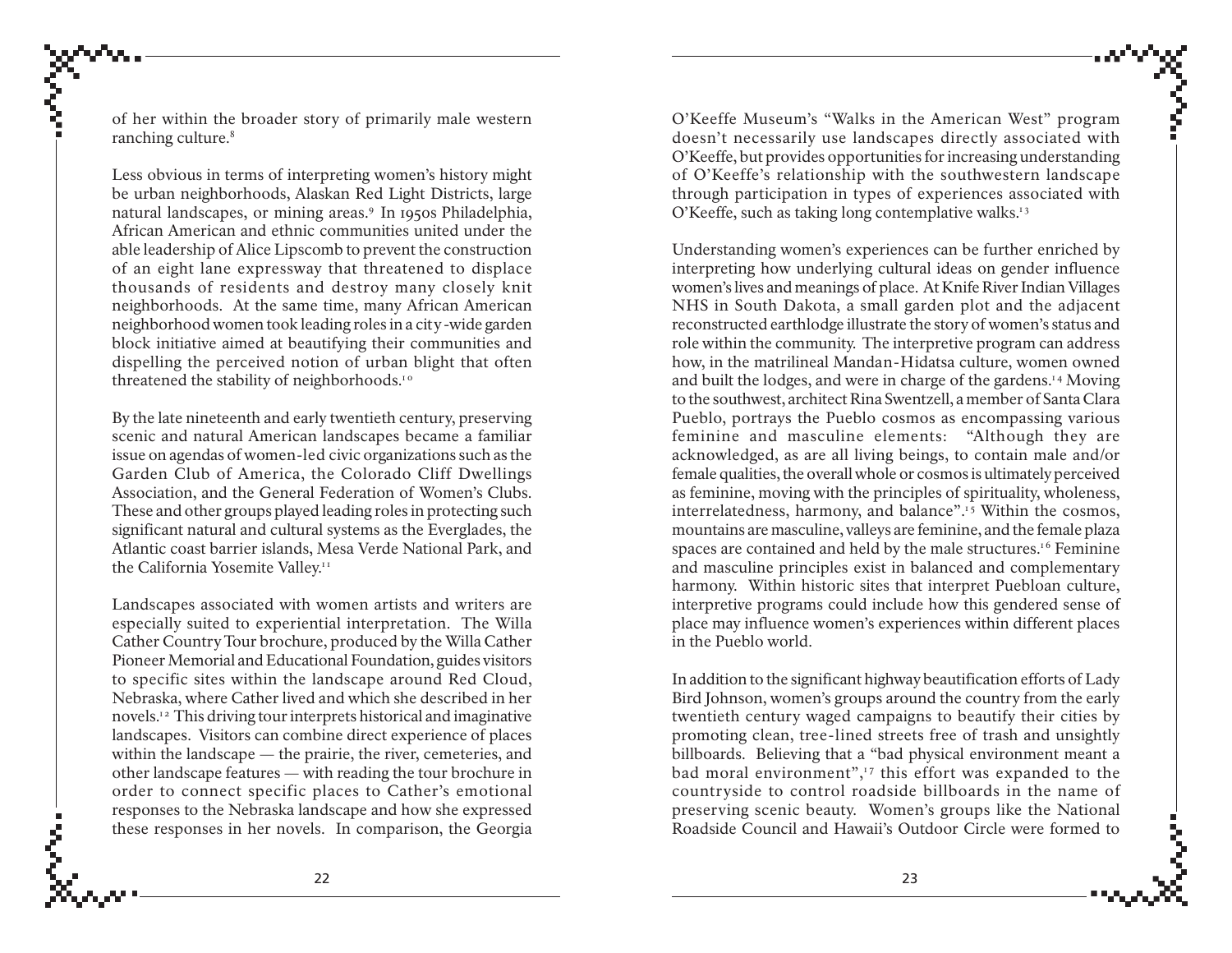of her within the broader story of primarily male western ranching culture.[8]

Less obvious in terms of interpreting women's history might be urban neighborhoods, Alaskan Red Light Districts, large natural landscapes, or mining areas.[9] In 1950s Philadelphia, African American and ethnic communities united under the able leadership of Alice Lipscomb to prevent the construction of an eight lane expressway that threatened to displace thousands of residents and destroy many closely knit neighborhoods. At the same time, many African American neighborhood women took leading roles in a city-wide garden block initiative aimed at beautifying their communities and dispelling the perceived notion of urban blight that often threatened the stability of neighborhoods.[10]

By the late nineteenth and early twentieth century, preserving scenic and natural American landscapes became a familiar issue on agendas of women-led civic organizations such as the Garden Club of America, the Colorado Cliff Dwellings Association, and the General Federation of Women's Clubs. These and other groups played leading roles in protecting such significant natural and cultural systems as the Everglades, the Atlantic coast barrier islands, Mesa Verde National Park, and the California Yosemite Valley.[11]

Landscapes associated with women artists and writers are especially suited to experiential interpretation. The Willa Cather Country Tour brochure, produced by the Willa Cather Pioneer Memorial and Educational Foundation, guides visitors to specific sites within the landscape around Red Cloud, Nebraska, where Cather lived and which she described in her novels.[12] This driving tour interprets historical and imaginative landscapes. Visitors can combine direct experience of places within the landscape — the prairie, the river, cemeteries, and other landscape features — with reading the tour brochure in order to connect specific places to Cather's emotional responses to the Nebraska landscape and how she expressed these responses in her novels. In comparison, the Georgia O'Keeffe Museum's "Walks in the American West" program doesn't necessarily use landscapes directly associated with O'Keeffe, but provides opportunities for increasing understanding of O'Keeffe's relationship with the southwestern landscape through participation in types of experiences associated with O'Keeffe, such as taking long contemplative walks.[13]

Understanding women's experiences can be further enriched by interpreting how underlying cultural ideas on gender influence women's lives and meanings of place. At Knife River Indian Villages NHS in South Dakota, a small garden plot and the adjacent reconstructed earthlodge illustrate the story of women's status and role within the community. The interpretive program can address how, in the matrilineal Mandan-Hidatsa culture, women owned and built the lodges, and were in charge of the gardens.[14] Moving to the southwest, architect Rina Swentzell, a member of Santa Clara Pueblo, portrays the Pueblo cosmos as encompassing various feminine and masculine elements: "Although they are acknowledged, as are all living beings, to contain male and/or female qualities, the overall whole or cosmos is ultimately perceived as feminine, moving with the principles of spirituality, wholeness, interrelatedness, harmony, and balance".[15] Within the cosmos, mountains are masculine, valleys are feminine, and the female plaza spaces are contained and held by the male structures.[16] Feminine and masculine principles exist in balanced and complementary harmony. Within historic sites that interpret Puebloan culture, interpretive programs could include how this gendered sense of place may influence women's experiences within different places in the Pueblo world.

In addition to the significant highway beautification efforts of Lady Bird Johnson, women's groups around the country from the early twentieth century waged campaigns to beautify their cities by promoting clean, tree-lined streets free of trash and unsightly billboards. Believing that a "bad physical environment meant a bad moral environment",[17] this effort was expanded to the countryside to control roadside billboards in the name of preserving scenic beauty. Women's groups like the National Roadside Council and Hawaii's Outdoor Circle were formed to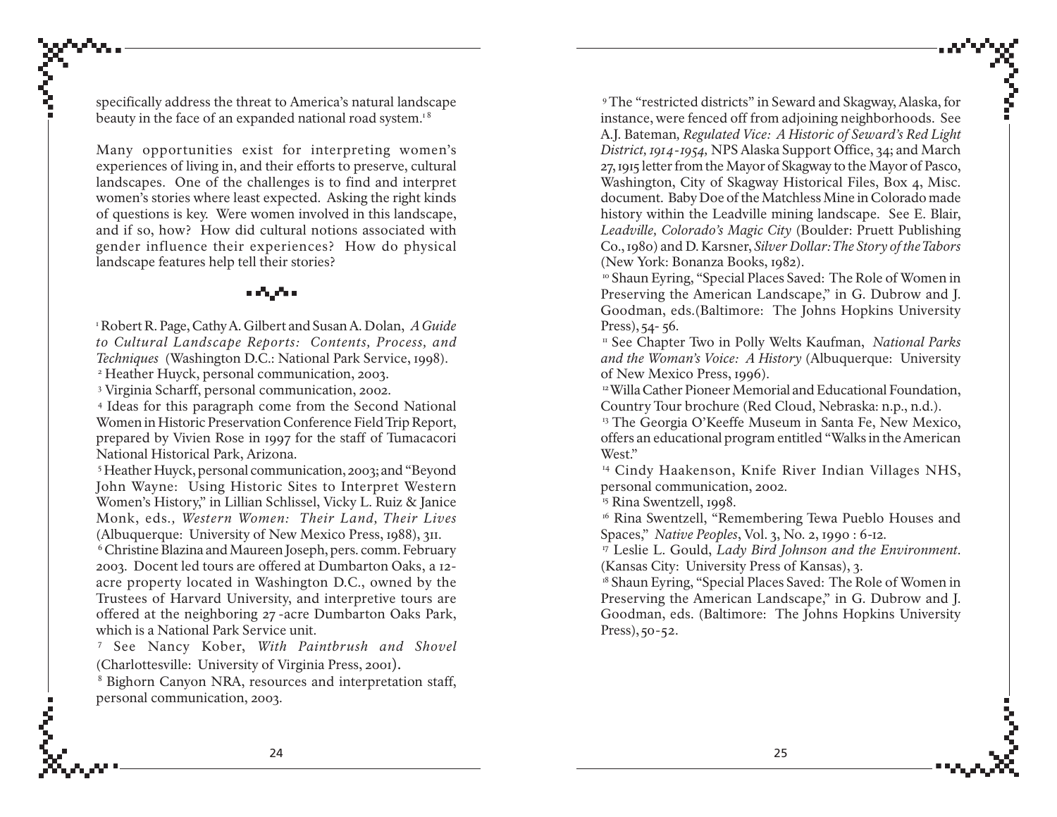specifically address the threat to America's natural landscape beauty in the face of an expanded national road system.[18]

Many opportunities exist for interpreting women's experiences of living in, and their efforts to preserve, cultural landscapes. One of the challenges is to find and interpret women's stories where least expected. Asking the right kinds of questions is key. Were women involved in this landscape, and if so, how? How did cultural notions associated with gender influence their experiences? How do physical landscape features help tell their stories?

[1] Robert R. Page, Cathy A. Gilbert and Susan A. Dolan, *A Guide to Cultural Landscape Reports: Contents, Process, and Techniques* (Washington D.C.: National Park Service, 1998).

[2] Heather Huyck, personal communication, 2003.

[3] Virginia Scharff, personal communication, 2002.

[4] Ideas for this paragraph come from the Second National Women in Historic Preservation Conference Field Trip Report, prepared by Vivien Rose in 1997 for the staff of Tumacacori National Historical Park, Arizona.

[5] Heather Huyck, personal communication, 2003; and "Beyond John Wayne: Using Historic Sites to Interpret Western Women's History," in Lillian Schlissel, Vicky L. Ruiz & Janice Monk, eds., *Western Women: Their Land, Their Lives* (Albuquerque: University of New Mexico Press, 1988), 311.

[6] Christine Blazina and Maureen Joseph, pers. comm. February 2003. Docent led tours are offered at Dumbarton Oaks, a 12-acre property located in Washington D.C., owned by the Trustees of Harvard University, and interpretive tours are offered at the neighboring 27-acre Dumbarton Oaks Park, which is a National Park Service unit.

[7] See Nancy Kober, *With Paintbrush and Shovel* (Charlottesville: University of Virginia Press, 2001).

[8] Bighorn Canyon NRA, resources and interpretation staff, personal communication, 2003.

[9] The "restricted districts" in Seward and Skagway, Alaska, for instance, were fenced off from adjoining neighborhoods. See A.J. Bateman, *Regulated Vice: A Historic of Seward's Red Light District, 1914-1954*, NPS Alaska Support Office, 34; and March 27, 1915 letter from the Mayor of Skagway to the Mayor of Pasco, Washington, City of Skagway Historical Files, Box 4, Misc. document. Baby Doe of the Matchless Mine in Colorado made history within the Leadville mining landscape. See E. Blair, *Leadville, Colorado's Magic City* (Boulder: Pruett Publishing Co., 1980) and D. Karsner, *Silver Dollar: The Story of the Tabors* (New York: Bonanza Books, 1982).

[10] Shaun Eyring, "Special Places Saved: The Role of Women in Preserving the American Landscape," in G. Dubrow and J. Goodman, eds.(Baltimore: The Johns Hopkins University Press), 54- 56.

[11] See Chapter Two in Polly Welts Kaufman, *National Parks and the Woman's Voice: A History* (Albuquerque: University of New Mexico Press, 1996).

[12] Willa Cather Pioneer Memorial and Educational Foundation, Country Tour brochure (Red Cloud, Nebraska: n.p., n.d.).

[13] The Georgia O'Keeffe Museum in Santa Fe, New Mexico, offers an educational program entitled "Walks in the American West."

[14] Cindy Haakenson, Knife River Indian Villages NHS, personal communication, 2002.

[15] Rina Swentzell, 1998.

[16] Rina Swentzell, "Remembering Tewa Pueblo Houses and Spaces," *Native Peoples*, Vol. 3, No. 2, 1990 : 6-12.

[17] Leslie L. Gould, *Lady Bird Johnson and the Environment*. (Kansas City: University Press of Kansas), 3.

[18] Shaun Eyring, "Special Places Saved: The Role of Women in Preserving the American Landscape," in G. Dubrow and J. Goodman, eds. (Baltimore: The Johns Hopkins University Press), 50-52.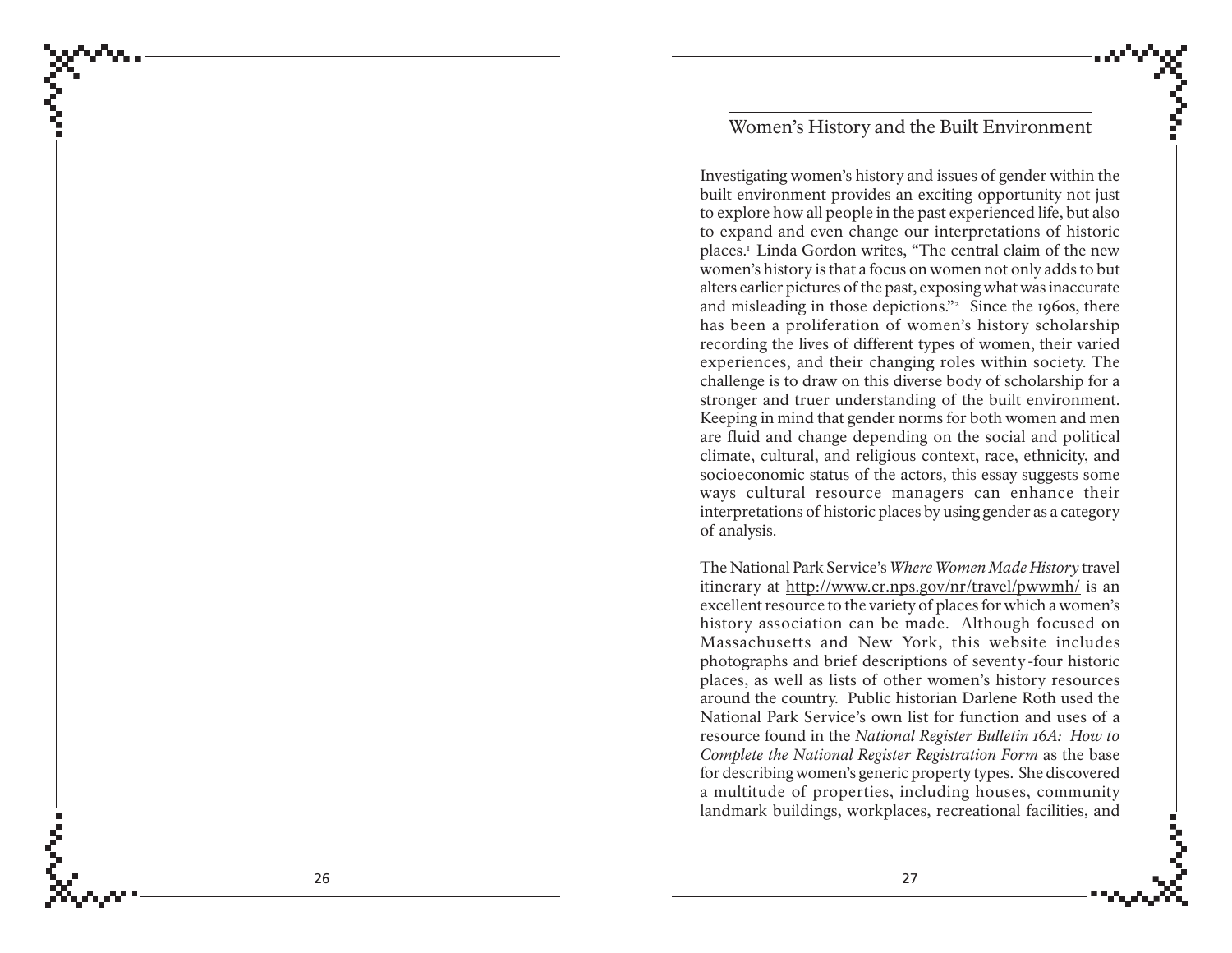## Women's History and the Built Environment

Investigating women's history and issues of gender within the built environment provides an exciting opportunity not just to explore how all people in the past experienced life, but also to expand and even change our interpretations of historic places.[1] Linda Gordon writes, "The central claim of the new women's history is that a focus on women not only adds to but alters earlier pictures of the past, exposing what was inaccurate and misleading in those depictions."[2] Since the 1960s, there has been a proliferation of women's history scholarship recording the lives of different types of women, their varied experiences, and their changing roles within society. The challenge is to draw on this diverse body of scholarship for a stronger and truer understanding of the built environment. Keeping in mind that gender norms for both women and men are fluid and change depending on the social and political climate, cultural, and religious context, race, ethnicity, and socioeconomic status of the actors, this essay suggests some ways cultural resource managers can enhance their interpretations of historic places by using gender as a category of analysis.

The National Park Service's *Where Women Made History* travel itinerary at http://www.cr.nps.gov/nr/travel/pwwmh/ is an excellent resource to the variety of places for which a women's history association can be made. Although focused on Massachusetts and New York, this website includes photographs and brief descriptions of seventy-four historic places, as well as lists of other women's history resources around the country. Public historian Darlene Roth used the National Park Service's own list for function and uses of a resource found in the *National Register Bulletin 16A: How to Complete the National Register Registration Form* as the base for describing women's generic property types. She discovered a multitude of properties, including houses, community landmark buildings, workplaces, recreational facilities, and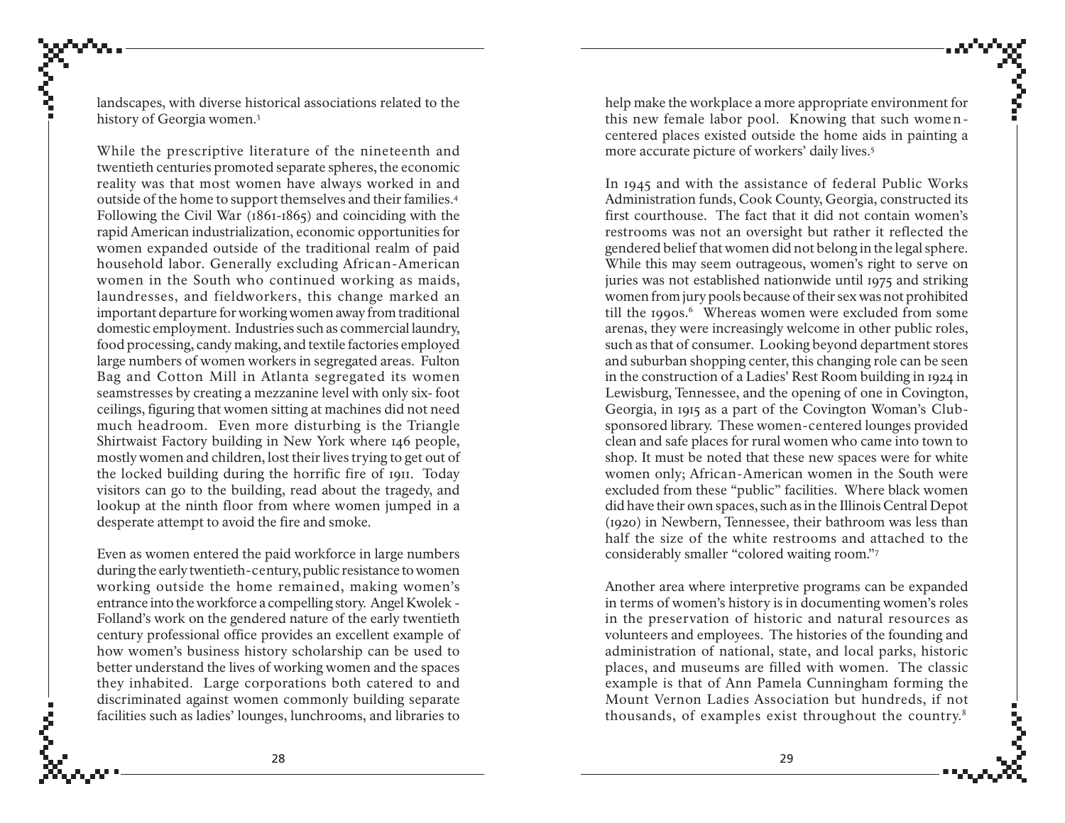landscapes, with diverse historical associations related to the history of Georgia women.[3]

While the prescriptive literature of the nineteenth and twentieth centuries promoted separate spheres, the economic reality was that most women have always worked in and outside of the home to support themselves and their families.[4] Following the Civil War (1861-1865) and coinciding with the rapid American industrialization, economic opportunities for women expanded outside of the traditional realm of paid household labor. Generally excluding African-American women in the South who continued working as maids, laundresses, and fieldworkers, this change marked an important departure for working women away from traditional domestic employment. Industries such as commercial laundry, food processing, candy making, and textile factories employed large numbers of women workers in segregated areas. Fulton Bag and Cotton Mill in Atlanta segregated its women seamstresses by creating a mezzanine level with only six- foot ceilings, figuring that women sitting at machines did not need much headroom. Even more disturbing is the Triangle Shirtwaist Factory building in New York where 146 people, mostly women and children, lost their lives trying to get out of the locked building during the horrific fire of 1911. Today visitors can go to the building, read about the tragedy, and lookup at the ninth floor from where women jumped in a desperate attempt to avoid the fire and smoke.

Even as women entered the paid workforce in large numbers during the early twentieth-century, public resistance to women working outside the home remained, making women's entrance into the workforce a compelling story. Angel Kwolek - Folland's work on the gendered nature of the early twentieth century professional office provides an excellent example of how women's business history scholarship can be used to better understand the lives of working women and the spaces they inhabited. Large corporations both catered to and discriminated against women commonly building separate facilities such as ladies' lounges, lunchrooms, and libraries to help make the workplace a more appropriate environment for this new female labor pool. Knowing that such women-centered places existed outside the home aids in painting a more accurate picture of workers' daily lives.[5]

In 1945 and with the assistance of federal Public Works Administration funds, Cook County, Georgia, constructed its first courthouse. The fact that it did not contain women's restrooms was not an oversight but rather it reflected the gendered belief that women did not belong in the legal sphere. While this may seem outrageous, women's right to serve on juries was not established nationwide until 1975 and striking women from jury pools because of their sex was not prohibited till the 1990s.[6] Whereas women were excluded from some arenas, they were increasingly welcome in other public roles, such as that of consumer. Looking beyond department stores and suburban shopping center, this changing role can be seen in the construction of a Ladies' Rest Room building in 1924 in Lewisburg, Tennessee, and the opening of one in Covington, Georgia, in 1915 as a part of the Covington Woman's Club-sponsored library. These women-centered lounges provided clean and safe places for rural women who came into town to shop. It must be noted that these new spaces were for white women only; African-American women in the South were excluded from these "public" facilities. Where black women did have their own spaces, such as in the Illinois Central Depot (1920) in Newbern, Tennessee, their bathroom was less than half the size of the white restrooms and attached to the considerably smaller "colored waiting room."[7]

Another area where interpretive programs can be expanded in terms of women's history is in documenting women's roles in the preservation of historic and natural resources as volunteers and employees. The histories of the founding and administration of national, state, and local parks, historic places, and museums are filled with women. The classic example is that of Ann Pamela Cunningham forming the Mount Vernon Ladies Association but hundreds, if not thousands, of examples exist throughout the country.[8]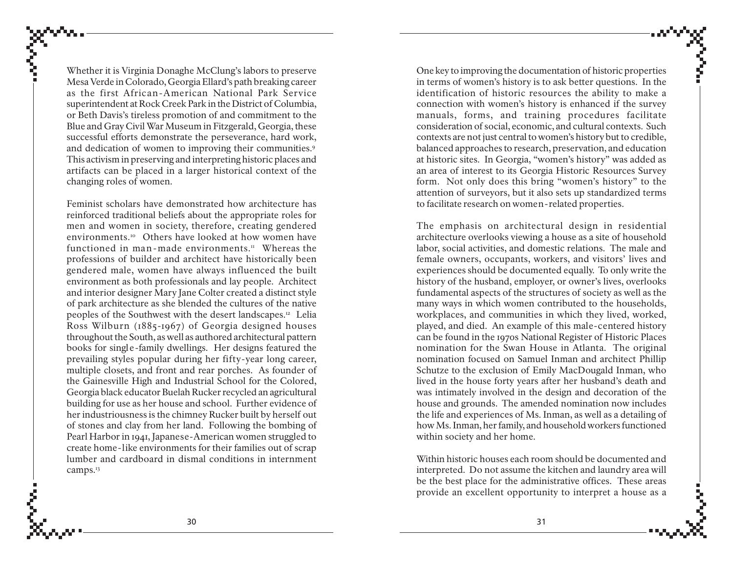Whether it is Virginia Donaghe McClung's labors to preserve Mesa Verde in Colorado, Georgia Ellard's path breaking career as the first African-American National Park Service superintendent at Rock Creek Park in the District of Columbia, or Beth Davis's tireless promotion of and commitment to the Blue and Gray Civil War Museum in Fitzgerald, Georgia, these successful efforts demonstrate the perseverance, hard work, and dedication of women to improving their communities.[9] This activism in preserving and interpreting historic places and artifacts can be placed in a larger historical context of the changing roles of women.

Feminist scholars have demonstrated how architecture has reinforced traditional beliefs about the appropriate roles for men and women in society, therefore, creating gendered environments.[10] Others have looked at how women have functioned in man-made environments.[11] Whereas the professions of builder and architect have historically been gendered male, women have always influenced the built environment as both professionals and lay people. Architect and interior designer Mary Jane Colter created a distinct style of park architecture as she blended the cultures of the native peoples of the Southwest with the desert landscapes.[12] Lelia Ross Wilburn (1885-1967) of Georgia designed houses throughout the South, as well as authored architectural pattern books for single-family dwellings. Her designs featured the prevailing styles popular during her fifty-year long career, multiple closets, and front and rear porches. As founder of the Gainesville High and Industrial School for the Colored, Georgia black educator Buelah Rucker recycled an agricultural building for use as her house and school. Further evidence of her industriousness is the chimney Rucker built by herself out of stones and clay from her land. Following the bombing of Pearl Harbor in 1941, Japanese-American women struggled to create home-like environments for their families out of scrap lumber and cardboard in dismal conditions in internment camps.[13]

One key to improving the documentation of historic properties in terms of women's history is to ask better questions. In the identification of historic resources the ability to make a connection with women's history is enhanced if the survey manuals, forms, and training procedures facilitate consideration of social, economic, and cultural contexts. Such contexts are not just central to women's history but to credible, balanced approaches to research, preservation, and education at historic sites. In Georgia, "women's history" was added as an area of interest to its Georgia Historic Resources Survey form. Not only does this bring "women's history" to the attention of surveyors, but it also sets up standardized terms to facilitate research on women-related properties.

The emphasis on architectural design in residential architecture overlooks viewing a house as a site of household labor, social activities, and domestic relations. The male and female owners, occupants, workers, and visitors' lives and experiences should be documented equally. To only write the history of the husband, employer, or owner's lives, overlooks fundamental aspects of the structures of society as well as the many ways in which women contributed to the households, workplaces, and communities in which they lived, worked, played, and died. An example of this male-centered history can be found in the 1970s National Register of Historic Places nomination for the Swan House in Atlanta. The original nomination focused on Samuel Inman and architect Phillip Schutze to the exclusion of Emily MacDougald Inman, who lived in the house forty years after her husband's death and was intimately involved in the design and decoration of the house and grounds. The amended nomination now includes the life and experiences of Ms. Inman, as well as a detailing of how Ms. Inman, her family, and household workers functioned within society and her home.

Within historic houses each room should be documented and interpreted. Do not assume the kitchen and laundry area will be the best place for the administrative offices. These areas provide an excellent opportunity to interpret a house as a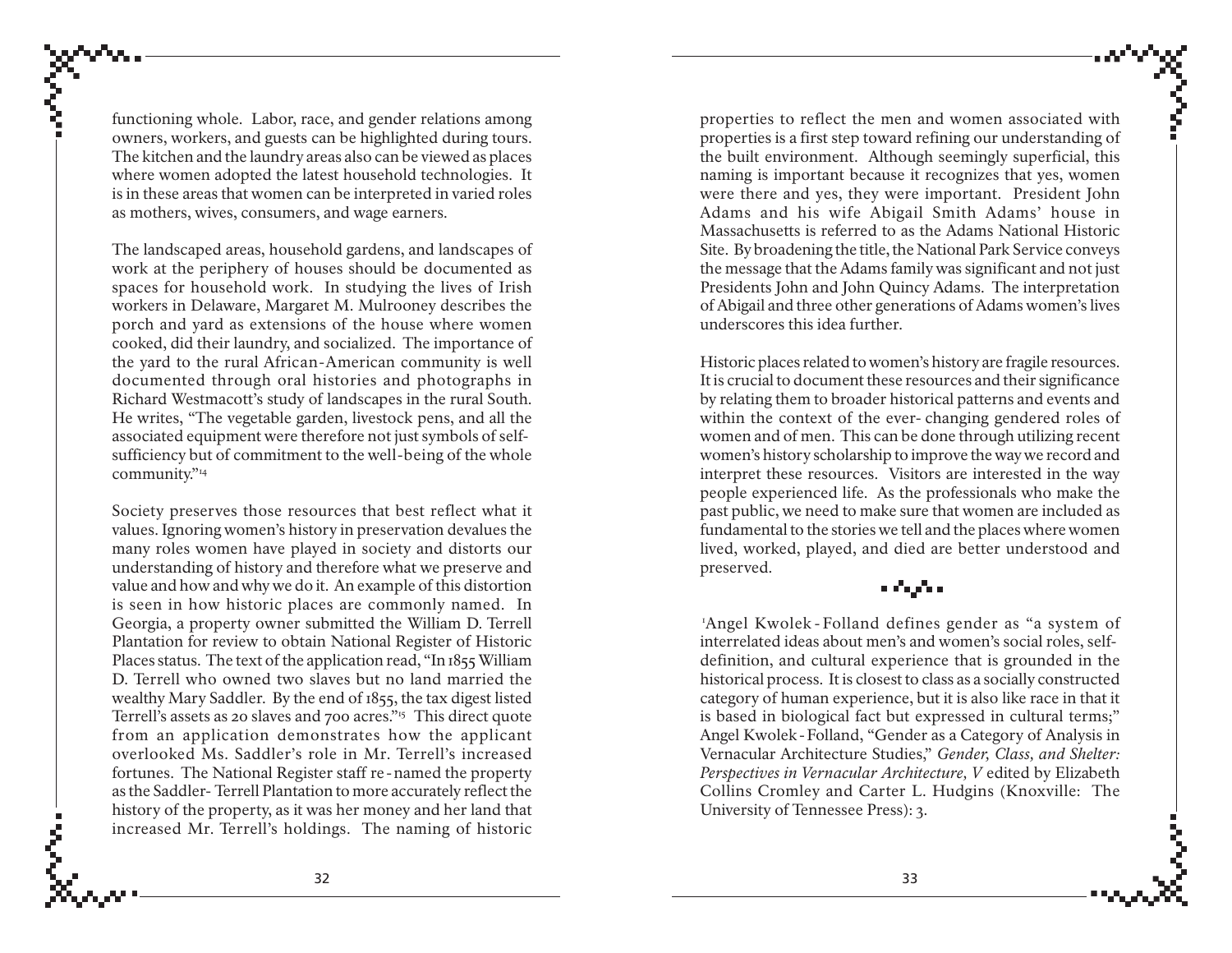functioning whole. Labor, race, and gender relations among owners, workers, and guests can be highlighted during tours. The kitchen and the laundry areas also can be viewed as places where women adopted the latest household technologies. It is in these areas that women can be interpreted in varied roles as mothers, wives, consumers, and wage earners.

The landscaped areas, household gardens, and landscapes of work at the periphery of houses should be documented as spaces for household work. In studying the lives of Irish workers in Delaware, Margaret M. Mulrooney describes the porch and yard as extensions of the house where women cooked, did their laundry, and socialized. The importance of the yard to the rural African-American community is well documented through oral histories and photographs in Richard Westmacott's study of landscapes in the rural South. He writes, "The vegetable garden, livestock pens, and all the associated equipment were therefore not just symbols of self-sufficiency but of commitment to the well-being of the whole community."[14]

Society preserves those resources that best reflect what it values. Ignoring women's history in preservation devalues the many roles women have played in society and distorts our understanding of history and therefore what we preserve and value and how and why we do it. An example of this distortion is seen in how historic places are commonly named. In Georgia, a property owner submitted the William D. Terrell Plantation for review to obtain National Register of Historic Places status. The text of the application read, "In 1855 William D. Terrell who owned two slaves but no land married the wealthy Mary Saddler. By the end of 1855, the tax digest listed Terrell's assets as 20 slaves and 700 acres."[15] This direct quote from an application demonstrates how the applicant overlooked Ms. Saddler's role in Mr. Terrell's increased fortunes. The National Register staff re-named the property as the Saddler-Terrell Plantation to more accurately reflect the history of the property, as it was her money and her land that increased Mr. Terrell's holdings. The naming of historic properties to reflect the men and women associated with properties is a first step toward refining our understanding of the built environment. Although seemingly superficial, this naming is important because it recognizes that yes, women were there and yes, they were important. President John Adams and his wife Abigail Smith Adams' house in Massachusetts is referred to as the Adams National Historic Site. By broadening the title, the National Park Service conveys the message that the Adams family was significant and not just Presidents John and John Quincy Adams. The interpretation of Abigail and three other generations of Adams women's lives underscores this idea further.

Historic places related to women's history are fragile resources. It is crucial to document these resources and their significance by relating them to broader historical patterns and events and within the context of the ever-changing gendered roles of women and of men. This can be done through utilizing recent women's history scholarship to improve the way we record and interpret these resources. Visitors are interested in the way people experienced life. As the professionals who make the past public, we need to make sure that women are included as fundamental to the stories we tell and the places where women lived, worked, played, and died are better understood and preserved.

[1]Angel Kwolek-Folland defines gender as "a system of interrelated ideas about men's and women's social roles, self-definition, and cultural experience that is grounded in the historical process. It is closest to class as a socially constructed category of human experience, but it is also like race in that it is based in biological fact but expressed in cultural terms;" Angel Kwolek-Folland, "Gender as a Category of Analysis in Vernacular Architecture Studies," *Gender, Class, and Shelter: Perspectives in Vernacular Architecture, V* edited by Elizabeth Collins Cromley and Carter L. Hudgins (Knoxville: The University of Tennessee Press): 3.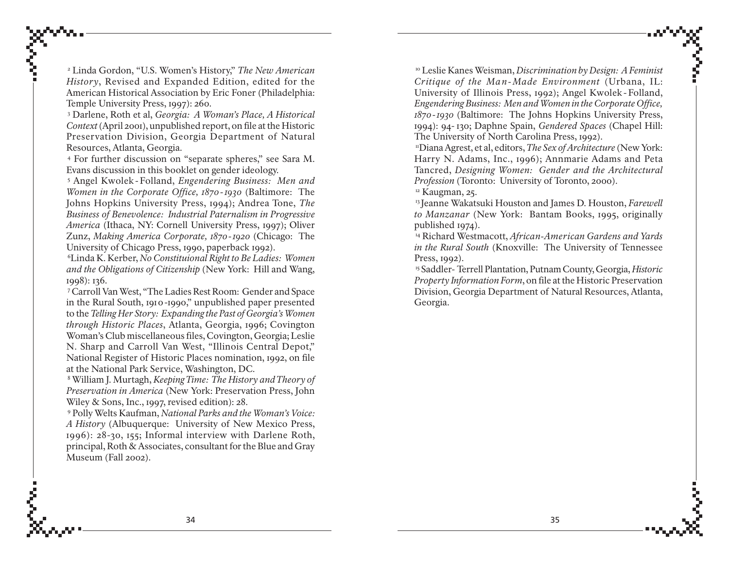[2] Linda Gordon, "U.S. Women's History," *The New American History*, Revised and Expanded Edition, edited for the American Historical Association by Eric Foner (Philadelphia: Temple University Press, 1997): 260.

[3] Darlene, Roth et al, *Georgia: A Woman's Place, A Historical Context* (April 2001), unpublished report, on file at the Historic Preservation Division, Georgia Department of Natural Resources, Atlanta, Georgia.

[4] For further discussion on "separate spheres," see Sara M. Evans discussion in this booklet on gender ideology.

[5] Angel Kwolek-Folland, *Engendering Business: Men and Women in the Corporate Office, 1870-1930* (Baltimore: The Johns Hopkins University Press, 1994); Andrea Tone, *The Business of Benevolence: Industrial Paternalism in Progressive America* (Ithaca, NY: Cornell University Press, 1997); Oliver Zunz, *Making America Corporate, 1870-1920* (Chicago: The University of Chicago Press, 1990, paperback 1992).

[6] Linda K. Kerber, *No Constituional Right to Be Ladies: Women and the Obligations of Citizenship* (New York: Hill and Wang, 1998): 136.

[7] Carroll Van West, "The Ladies Rest Room: Gender and Space in the Rural South, 1910-1990," unpublished paper presented to the *Telling Her Story: Expanding the Past of Georgia's Women through Historic Places*, Atlanta, Georgia, 1996; Covington Woman's Club miscellaneous files, Covington, Georgia; Leslie N. Sharp and Carroll Van West, "Illinois Central Depot," National Register of Historic Places nomination, 1992, on file at the National Park Service, Washington, DC.

[8] William J. Murtagh, *Keeping Time: The History and Theory of Preservation in America* (New York: Preservation Press, John Wiley & Sons, Inc., 1997, revised edition): 28.

[9] Polly Welts Kaufman, *National Parks and the Woman's Voice: A History* (Albuquerque: University of New Mexico Press, 1996): 28-30, 155; Informal interview with Darlene Roth, principal, Roth & Associates, consultant for the Blue and Gray Museum (Fall 2002).

[10] Leslie Kanes Weisman, *Discrimination by Design: A Feminist Critique of the Man-Made Environment* (Urbana, IL: University of Illinois Press, 1992); Angel Kwolek-Folland, *Engendering Business: Men and Women in the Corporate Office, 1870-1930* (Baltimore: The Johns Hopkins University Press, 1994): 94-130; Daphne Spain, *Gendered Spaces* (Chapel Hill: The University of North Carolina Press, 1992).

[11] Diana Agrest, et al, editors, *The Sex of Architecture* (New York: Harry N. Adams, Inc., 1996); Annmarie Adams and Peta Tancred, *Designing Women: Gender and the Architectural Profession* (Toronto: University of Toronto, 2000).

[12] Kaugman, 25.

[13] Jeanne Wakatsuki Houston and James D. Houston, *Farewell to Manzanar* (New York: Bantam Books, 1995, originally published 1974).

[14] Richard Westmacott, *African-American Gardens and Yards in the Rural South* (Knoxville: The University of Tennessee Press, 1992).

[15] Saddler- Terrell Plantation, Putnam County, Georgia, *Historic Property Information Form*, on file at the Historic Preservation Division, Georgia Department of Natural Resources, Atlanta, Georgia.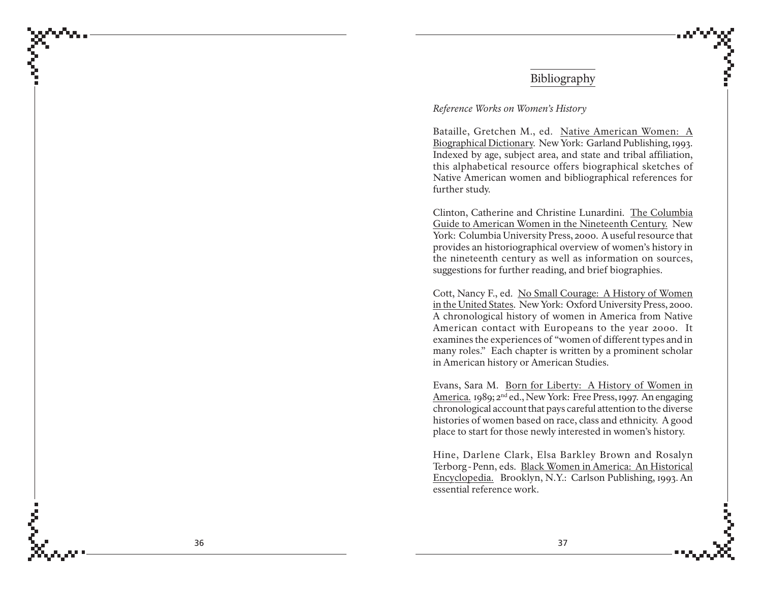# Bibliography

*Reference Works on Women's History*

Bataille, Gretchen M., ed. Native American Women: A Biographical Dictionary. New York: Garland Publishing, 1993. Indexed by age, subject area, and state and tribal affiliation, this alphabetical resource offers biographical sketches of Native American women and bibliographical references for further study.

Clinton, Catherine and Christine Lunardini. The Columbia Guide to American Women in the Nineteenth Century. New York: Columbia University Press, 2000. A useful resource that provides an historiographical overview of women's history in the nineteenth century as well as information on sources, suggestions for further reading, and brief biographies.

Cott, Nancy F., ed. No Small Courage: A History of Women in the United States. New York: Oxford University Press, 2000. A chronological history of women in America from Native American contact with Europeans to the year 2000. It examines the experiences of "women of different types and in many roles." Each chapter is written by a prominent scholar in American history or American Studies.

Evans, Sara M. Born for Liberty: A History of Women in America. 1989; 2nd ed., New York: Free Press, 1997. An engaging chronological account that pays careful attention to the diverse histories of women based on race, class and ethnicity. A good place to start for those newly interested in women's history.

Hine, Darlene Clark, Elsa Barkley Brown and Rosalyn Terborg-Penn, eds. Black Women in America: An Historical Encyclopedia. Brooklyn, N.Y.: Carlson Publishing, 1993. An essential reference work.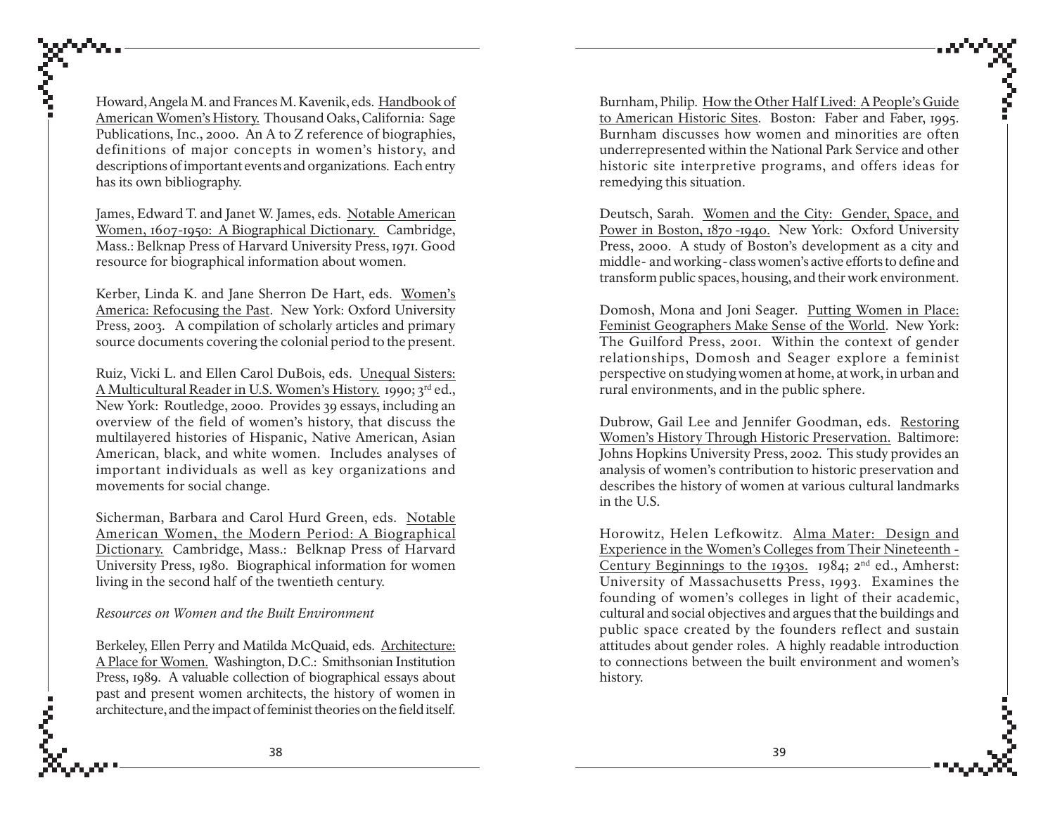Howard, Angela M. and Frances M. Kavenik, eds. Handbook of American Women's History. Thousand Oaks, California: Sage Publications, Inc., 2000. An A to Z reference of biographies, definitions of major concepts in women's history, and descriptions of important events and organizations. Each entry has its own bibliography.

James, Edward T. and Janet W. James, eds. Notable American Women, 1607-1950: A Biographical Dictionary. Cambridge, Mass.: Belknap Press of Harvard University Press, 1971. Good resource for biographical information about women.

Kerber, Linda K. and Jane Sherron De Hart, eds. Women's America: Refocusing the Past. New York: Oxford University Press, 2003. A compilation of scholarly articles and primary source documents covering the colonial period to the present.

Ruiz, Vicki L. and Ellen Carol DuBois, eds. Unequal Sisters: A Multicultural Reader in U.S. Women's History. 1990; 3rd ed., New York: Routledge, 2000. Provides 39 essays, including an overview of the field of women's history, that discuss the multilayered histories of Hispanic, Native American, Asian American, black, and white women. Includes analyses of important individuals as well as key organizations and movements for social change.

Sicherman, Barbara and Carol Hurd Green, eds. Notable American Women, the Modern Period: A Biographical Dictionary. Cambridge, Mass.: Belknap Press of Harvard University Press, 1980. Biographical information for women living in the second half of the twentieth century.

*Resources on Women and the Built Environment*

Berkeley, Ellen Perry and Matilda McQuaid, eds. Architecture: A Place for Women. Washington, D.C.: Smithsonian Institution Press, 1989. A valuable collection of biographical essays about past and present women architects, the history of women in architecture, and the impact of feminist theories on the field itself.

Burnham, Philip. How the Other Half Lived: A People's Guide to American Historic Sites. Boston: Faber and Faber, 1995. Burnham discusses how women and minorities are often underrepresented within the National Park Service and other historic site interpretive programs, and offers ideas for remedying this situation.

Deutsch, Sarah. Women and the City: Gender, Space, and Power in Boston, 1870-1940. New York: Oxford University Press, 2000. A study of Boston's development as a city and middle- and working-class women's active efforts to define and transform public spaces, housing, and their work environment.

Domosh, Mona and Joni Seager. Putting Women in Place: Feminist Geographers Make Sense of the World. New York: The Guilford Press, 2001. Within the context of gender relationships, Domosh and Seager explore a feminist perspective on studying women at home, at work, in urban and rural environments, and in the public sphere.

Dubrow, Gail Lee and Jennifer Goodman, eds. Restoring Women's History Through Historic Preservation. Baltimore: Johns Hopkins University Press, 2002. This study provides an analysis of women's contribution to historic preservation and describes the history of women at various cultural landmarks in the U.S.

Horowitz, Helen Lefkowitz. Alma Mater: Design and Experience in the Women's Colleges from Their Nineteenth-Century Beginnings to the 1930s. 1984; 2nd ed., Amherst: University of Massachusetts Press, 1993. Examines the founding of women's colleges in light of their academic, cultural and social objectives and argues that the buildings and public space created by the founders reflect and sustain attitudes about gender roles. A highly readable introduction to connections between the built environment and women's history.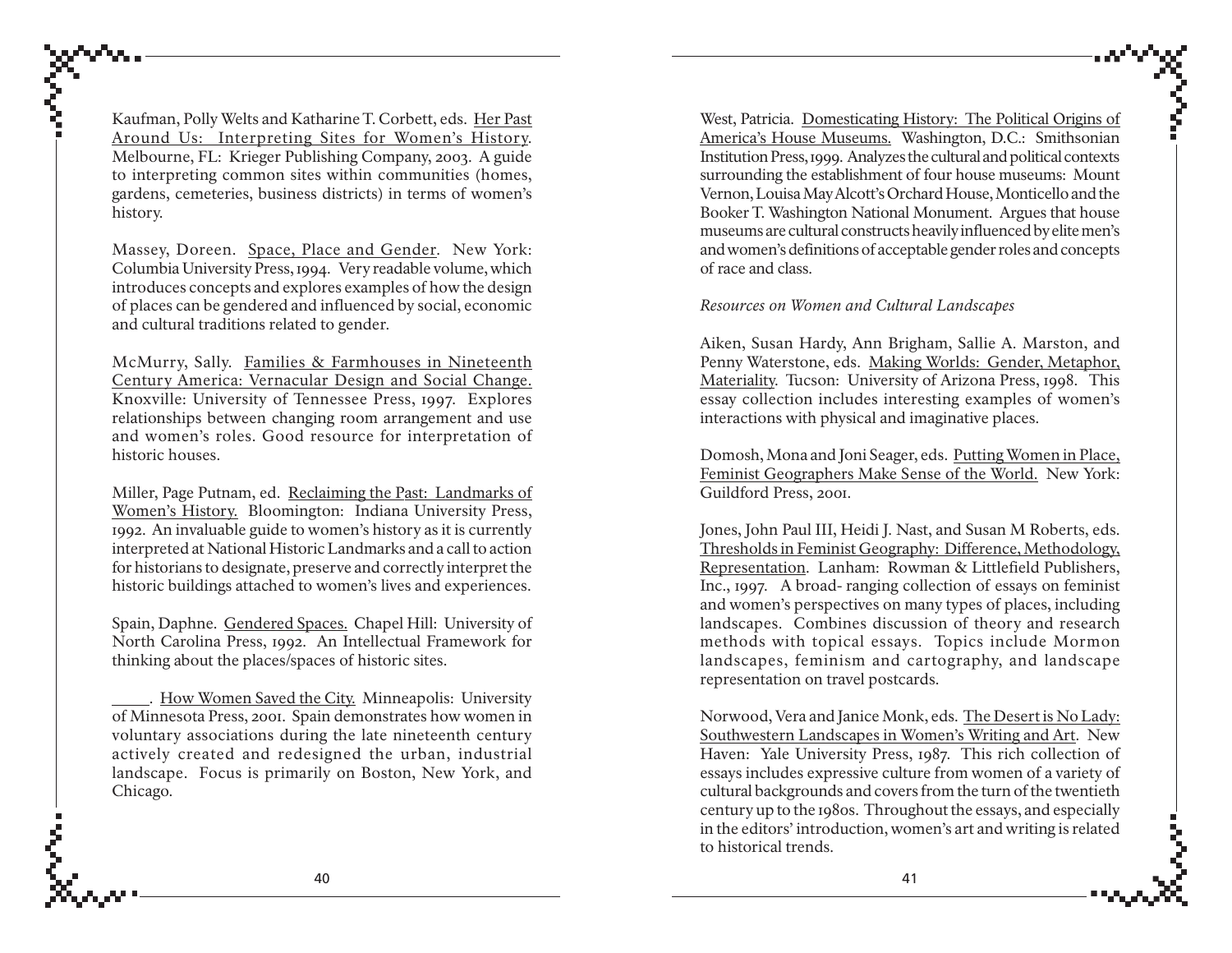Kaufman, Polly Welts and Katharine T. Corbett, eds. Her Past Around Us: Interpreting Sites for Women's History. Melbourne, FL: Krieger Publishing Company, 2003. A guide to interpreting common sites within communities (homes, gardens, cemeteries, business districts) in terms of women's history.

Massey, Doreen. Space, Place and Gender. New York: Columbia University Press, 1994. Very readable volume, which introduces concepts and explores examples of how the design of places can be gendered and influenced by social, economic and cultural traditions related to gender.

McMurry, Sally. Families & Farmhouses in Nineteenth Century America: Vernacular Design and Social Change. Knoxville: University of Tennessee Press, 1997. Explores relationships between changing room arrangement and use and women's roles. Good resource for interpretation of historic houses.

Miller, Page Putnam, ed. Reclaiming the Past: Landmarks of Women's History. Bloomington: Indiana University Press, 1992. An invaluable guide to women's history as it is currently interpreted at National Historic Landmarks and a call to action for historians to designate, preserve and correctly interpret the historic buildings attached to women's lives and experiences.

Spain, Daphne. Gendered Spaces. Chapel Hill: University of North Carolina Press, 1992. An Intellectual Framework for thinking about the places/spaces of historic sites.

_____. How Women Saved the City. Minneapolis: University of Minnesota Press, 2001. Spain demonstrates how women in voluntary associations during the late nineteenth century actively created and redesigned the urban, industrial landscape. Focus is primarily on Boston, New York, and Chicago.

West, Patricia. Domesticating History: The Political Origins of America's House Museums. Washington, D.C.: Smithsonian Institution Press, 1999. Analyzes the cultural and political contexts surrounding the establishment of four house museums: Mount Vernon, Louisa May Alcott's Orchard House, Monticello and the Booker T. Washington National Monument. Argues that house museums are cultural constructs heavily influenced by elite men's and women's definitions of acceptable gender roles and concepts of race and class.

*Resources on Women and Cultural Landscapes*

Aiken, Susan Hardy, Ann Brigham, Sallie A. Marston, and Penny Waterstone, eds. Making Worlds: Gender, Metaphor, Materiality. Tucson: University of Arizona Press, 1998. This essay collection includes interesting examples of women's interactions with physical and imaginative places.

Domosh, Mona and Joni Seager, eds. Putting Women in Place, Feminist Geographers Make Sense of the World. New York: Guildford Press, 2001.

Jones, John Paul III, Heidi J. Nast, and Susan M Roberts, eds. Thresholds in Feminist Geography: Difference, Methodology, Representation. Lanham: Rowman & Littlefield Publishers, Inc., 1997. A broad- ranging collection of essays on feminist and women's perspectives on many types of places, including landscapes. Combines discussion of theory and research methods with topical essays. Topics include Mormon landscapes, feminism and cartography, and landscape representation on travel postcards.

Norwood, Vera and Janice Monk, eds. The Desert is No Lady: Southwestern Landscapes in Women's Writing and Art. New Haven: Yale University Press, 1987. This rich collection of essays includes expressive culture from women of a variety of cultural backgrounds and covers from the turn of the twentieth century up to the 1980s. Throughout the essays, and especially in the editors' introduction, women's art and writing is related to historical trends.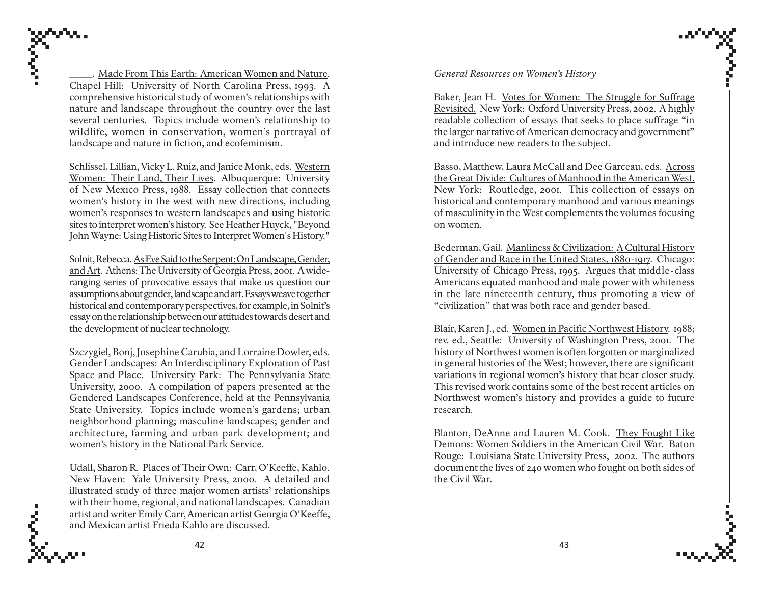_____. Made From This Earth: American Women and Nature. Chapel Hill: University of North Carolina Press, 1993. A comprehensive historical study of women's relationships with nature and landscape throughout the country over the last several centuries. Topics include women's relationship to wildlife, women in conservation, women's portrayal of landscape and nature in fiction, and ecofeminism.

Schlissel, Lillian, Vicky L. Ruiz, and Janice Monk, eds. Western Women: Their Land, Their Lives. Albuquerque: University of New Mexico Press, 1988. Essay collection that connects women's history in the west with new directions, including women's responses to western landscapes and using historic sites to interpret women's history. See Heather Huyck, "Beyond John Wayne: Using Historic Sites to Interpret Women's History."

Solnit, Rebecca. As Eve Said to the Serpent: On Landscape, Gender, and Art. Athens: The University of Georgia Press, 2001. A wide-ranging series of provocative essays that make us question our assumptions about gender, landscape and art. Essays weave together historical and contemporary perspectives, for example, in Solnit's essay on the relationship between our attitudes towards desert and the development of nuclear technology.

Szczygiel, Bonj, Josephine Carubia, and Lorraine Dowler, eds. Gender Landscapes: An Interdisciplinary Exploration of Past Space and Place. University Park: The Pennsylvania State University, 2000. A compilation of papers presented at the Gendered Landscapes Conference, held at the Pennsylvania State University. Topics include women's gardens; urban neighborhood planning; masculine landscapes; gender and architecture, farming and urban park development; and women's history in the National Park Service.

Udall, Sharon R. Places of Their Own: Carr, O'Keeffe, Kahlo. New Haven: Yale University Press, 2000. A detailed and illustrated study of three major women artists' relationships with their home, regional, and national landscapes. Canadian artist and writer Emily Carr, American artist Georgia O'Keeffe, and Mexican artist Frieda Kahlo are discussed.

*General Resources on Women's History*

Baker, Jean H. Votes for Women: The Struggle for Suffrage Revisited. New York: Oxford University Press, 2002. A highly readable collection of essays that seeks to place suffrage "in the larger narrative of American democracy and government" and introduce new readers to the subject.

Basso, Matthew, Laura McCall and Dee Garceau, eds. Across the Great Divide: Cultures of Manhood in the American West. New York: Routledge, 2001. This collection of essays on historical and contemporary manhood and various meanings of masculinity in the West complements the volumes focusing on women.

Bederman, Gail. Manliness & Civilization: A Cultural History of Gender and Race in the United States, 1880-1917. Chicago: University of Chicago Press, 1995. Argues that middle-class Americans equated manhood and male power with whiteness in the late nineteenth century, thus promoting a view of "civilization" that was both race and gender based.

Blair, Karen J., ed. Women in Pacific Northwest History. 1988; rev. ed., Seattle: University of Washington Press, 2001. The history of Northwest women is often forgotten or marginalized in general histories of the West; however, there are significant variations in regional women's history that bear closer study. This revised work contains some of the best recent articles on Northwest women's history and provides a guide to future research.

Blanton, DeAnne and Lauren M. Cook. They Fought Like Demons: Women Soldiers in the American Civil War. Baton Rouge: Louisiana State University Press, 2002. The authors document the lives of 240 women who fought on both sides of the Civil War.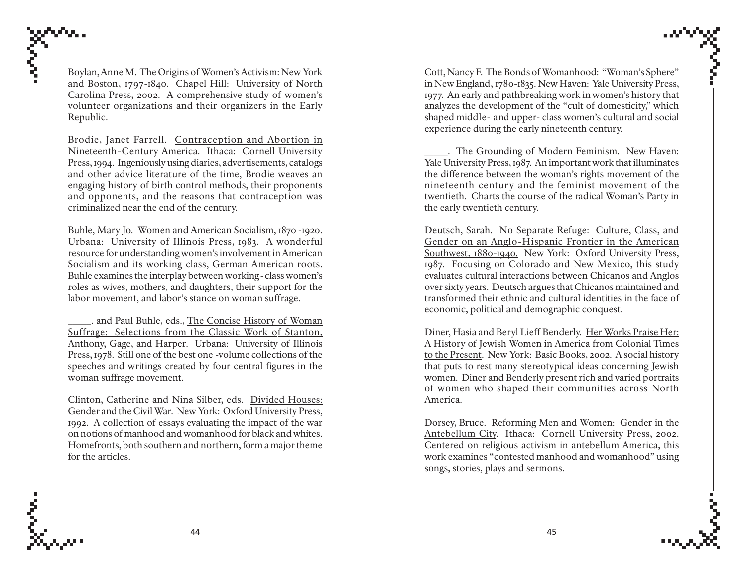Boylan, Anne M. The Origins of Women's Activism: New York and Boston, 1797-1840. Chapel Hill: University of North Carolina Press, 2002. A comprehensive study of women's volunteer organizations and their organizers in the Early Republic.

Brodie, Janet Farrell. Contraception and Abortion in Nineteenth-Century America. Ithaca: Cornell University Press, 1994. Ingeniously using diaries, advertisements, catalogs and other advice literature of the time, Brodie weaves an engaging history of birth control methods, their proponents and opponents, and the reasons that contraception was criminalized near the end of the century.

Buhle, Mary Jo. Women and American Socialism, 1870 -1920. Urbana: University of Illinois Press, 1983. A wonderful resource for understanding women's involvement in American Socialism and its working class, German American roots. Buhle examines the interplay between working - class women's roles as wives, mothers, and daughters, their support for the labor movement, and labor's stance on woman suffrage.

_____. and Paul Buhle, eds., The Concise History of Woman Suffrage: Selections from the Classic Work of Stanton, Anthony, Gage, and Harper. Urbana: University of Illinois Press, 1978. Still one of the best one -volume collections of the speeches and writings created by four central figures in the woman suffrage movement.

Clinton, Catherine and Nina Silber, eds. Divided Houses: Gender and the Civil War. New York: Oxford University Press, 1992. A collection of essays evaluating the impact of the war on notions of manhood and womanhood for black and whites. Homefronts, both southern and northern, form a major theme for the articles.

Cott, Nancy F. The Bonds of Womanhood: "Woman's Sphere" in New England, 1780-1835. New Haven: Yale University Press, 1977. An early and pathbreaking work in women's history that analyzes the development of the "cult of domesticity," which shaped middle- and upper- class women's cultural and social experience during the early nineteenth century.

_____. The Grounding of Modern Feminism. New Haven: Yale University Press, 1987. An important work that illuminates the difference between the woman's rights movement of the nineteenth century and the feminist movement of the twentieth. Charts the course of the radical Woman's Party in the early twentieth century.

Deutsch, Sarah. No Separate Refuge: Culture, Class, and Gender on an Anglo-Hispanic Frontier in the American Southwest, 1880-1940. New York: Oxford University Press, 1987. Focusing on Colorado and New Mexico, this study evaluates cultural interactions between Chicanos and Anglos over sixty years. Deutsch argues that Chicanos maintained and transformed their ethnic and cultural identities in the face of economic, political and demographic conquest.

Diner, Hasia and Beryl Lieff Benderly. Her Works Praise Her: A History of Jewish Women in America from Colonial Times to the Present. New York: Basic Books, 2002. A social history that puts to rest many stereotypical ideas concerning Jewish women. Diner and Benderly present rich and varied portraits of women who shaped their communities across North America.

Dorsey, Bruce. Reforming Men and Women: Gender in the Antebellum City. Ithaca: Cornell University Press, 2002. Centered on religious activism in antebellum America, this work examines "contested manhood and womanhood" using songs, stories, plays and sermons.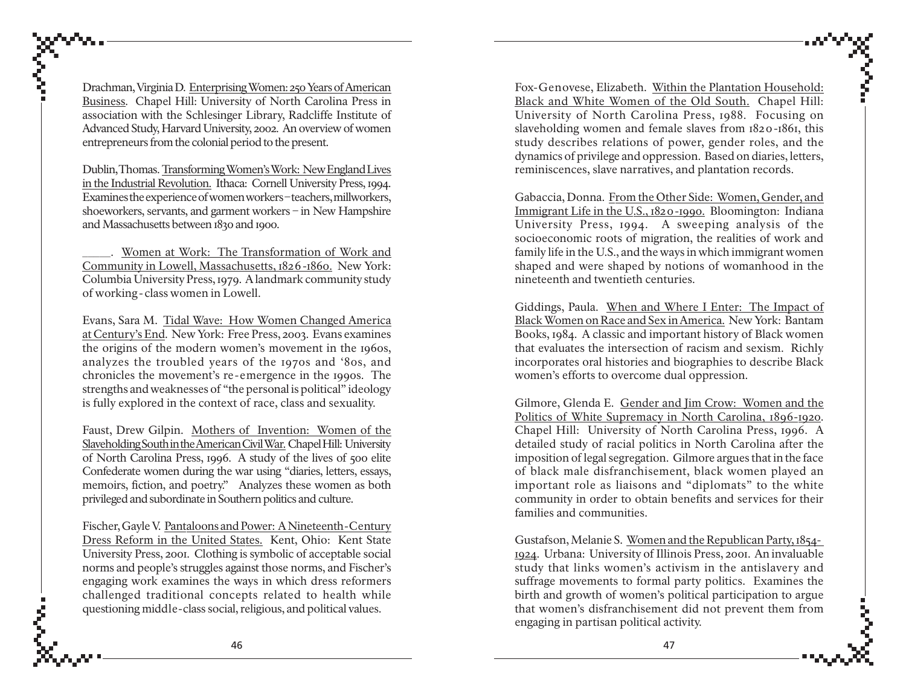Drachman, Virginia D. Enterprising Women: 250 Years of American Business. Chapel Hill: University of North Carolina Press in association with the Schlesinger Library, Radcliffe Institute of Advanced Study, Harvard University, 2002. An overview of women entrepreneurs from the colonial period to the present.

Dublin, Thomas. Transforming Women's Work: New England Lives in the Industrial Revolution. Ithaca: Cornell University Press, 1994. Examines the experience of women workers – teachers, millworkers, shoeworkers, servants, and garment workers – in New Hampshire and Massachusetts between 1830 and 1900.

\_\_\_\_\_. Women at Work: The Transformation of Work and Community in Lowell, Massachusetts, 1826-1860. New York: Columbia University Press, 1979. A landmark community study of working-class women in Lowell.

Evans, Sara M. Tidal Wave: How Women Changed America at Century's End. New York: Free Press, 2003. Evans examines the origins of the modern women's movement in the 1960s, analyzes the troubled years of the 1970s and '80s, and chronicles the movement's re-emergence in the 1990s. The strengths and weaknesses of "the personal is political" ideology is fully explored in the context of race, class and sexuality.

Faust, Drew Gilpin. Mothers of Invention: Women of the Slaveholding South in the American Civil War. Chapel Hill: University of North Carolina Press, 1996. A study of the lives of 500 elite Confederate women during the war using "diaries, letters, essays, memoirs, fiction, and poetry." Analyzes these women as both privileged and subordinate in Southern politics and culture.

Fischer, Gayle V. Pantaloons and Power: A Nineteenth-Century Dress Reform in the United States. Kent, Ohio: Kent State University Press, 2001. Clothing is symbolic of acceptable social norms and people's struggles against those norms, and Fischer's engaging work examines the ways in which dress reformers challenged traditional concepts related to health while questioning middle-class social, religious, and political values.

Fox-Genovese, Elizabeth. Within the Plantation Household: Black and White Women of the Old South. Chapel Hill: University of North Carolina Press, 1988. Focusing on slaveholding women and female slaves from 1820-1861, this study describes relations of power, gender roles, and the dynamics of privilege and oppression. Based on diaries, letters, reminiscences, slave narratives, and plantation records.

Gabaccia, Donna. From the Other Side: Women, Gender, and Immigrant Life in the U.S., 1820-1990. Bloomington: Indiana University Press, 1994. A sweeping analysis of the socioeconomic roots of migration, the realities of work and family life in the U.S., and the ways in which immigrant women shaped and were shaped by notions of womanhood in the nineteenth and twentieth centuries.

Giddings, Paula. When and Where I Enter: The Impact of Black Women on Race and Sex in America. New York: Bantam Books, 1984. A classic and important history of Black women that evaluates the intersection of racism and sexism. Richly incorporates oral histories and biographies to describe Black women's efforts to overcome dual oppression.

Gilmore, Glenda E. Gender and Jim Crow: Women and the Politics of White Supremacy in North Carolina, 1896-1920. Chapel Hill: University of North Carolina Press, 1996. A detailed study of racial politics in North Carolina after the imposition of legal segregation. Gilmore argues that in the face of black male disfranchisement, black women played an important role as liaisons and "diplomats" to the white community in order to obtain benefits and services for their families and communities.

Gustafson, Melanie S. Women and the Republican Party, 1854-1924. Urbana: University of Illinois Press, 2001. An invaluable study that links women's activism in the antislavery and suffrage movements to formal party politics. Examines the birth and growth of women's political participation to argue that women's disfranchisement did not prevent them from engaging in partisan political activity.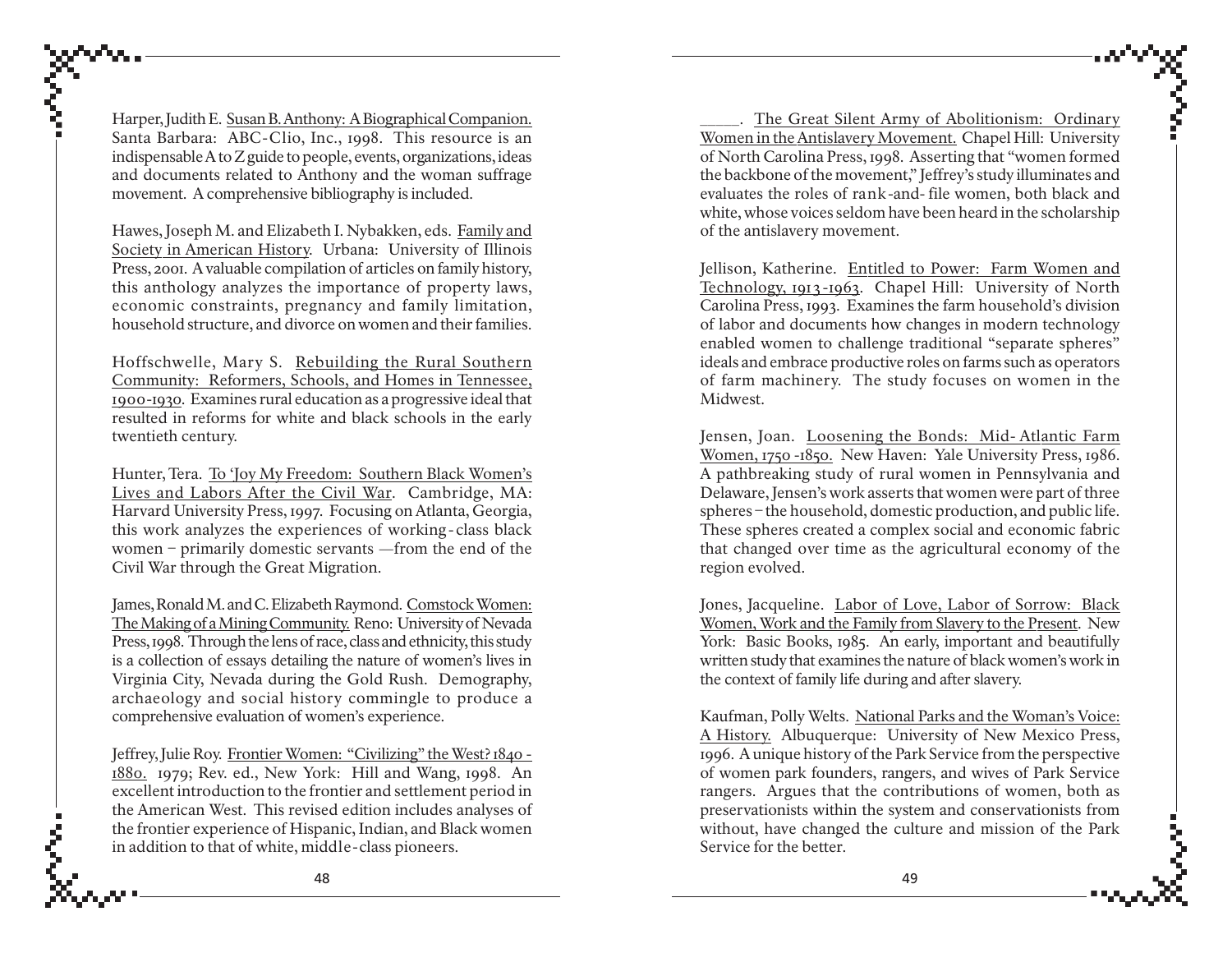Harper, Judith E. Susan B. Anthony: A Biographical Companion. Santa Barbara: ABC-Clio, Inc., 1998. This resource is an indispensable A to Z guide to people, events, organizations, ideas and documents related to Anthony and the woman suffrage movement. A comprehensive bibliography is included.

Hawes, Joseph M. and Elizabeth I. Nybakken, eds. Family and Society in American History. Urbana: University of Illinois Press, 2001. A valuable compilation of articles on family history, this anthology analyzes the importance of property laws, economic constraints, pregnancy and family limitation, household structure, and divorce on women and their families.

Hoffschwelle, Mary S. Rebuilding the Rural Southern Community: Reformers, Schools, and Homes in Tennessee, 1900-1930. Examines rural education as a progressive ideal that resulted in reforms for white and black schools in the early twentieth century.

Hunter, Tera. To 'Joy My Freedom: Southern Black Women's Lives and Labors After the Civil War. Cambridge, MA: Harvard University Press, 1997. Focusing on Atlanta, Georgia, this work analyzes the experiences of working-class black women – primarily domestic servants —from the end of the Civil War through the Great Migration.

James, Ronald M. and C. Elizabeth Raymond. Comstock Women: The Making of a Mining Community. Reno: University of Nevada Press, 1998. Through the lens of race, class and ethnicity, this study is a collection of essays detailing the nature of women's lives in Virginia City, Nevada during the Gold Rush. Demography, archaeology and social history commingle to produce a comprehensive evaluation of women's experience.

Jeffrey, Julie Roy. Frontier Women: "Civilizing" the West? 1840 - 1880. 1979; Rev. ed., New York: Hill and Wang, 1998. An excellent introduction to the frontier and settlement period in the American West. This revised edition includes analyses of the frontier experience of Hispanic, Indian, and Black women in addition to that of white, middle-class pioneers.

_____. The Great Silent Army of Abolitionism: Ordinary Women in the Antislavery Movement. Chapel Hill: University of North Carolina Press, 1998. Asserting that "women formed the backbone of the movement," Jeffrey's study illuminates and evaluates the roles of rank-and- file women, both black and white, whose voices seldom have been heard in the scholarship of the antislavery movement.

Jellison, Katherine. Entitled to Power: Farm Women and Technology, 1913-1963. Chapel Hill: University of North Carolina Press, 1993. Examines the farm household's division of labor and documents how changes in modern technology enabled women to challenge traditional "separate spheres" ideals and embrace productive roles on farms such as operators of farm machinery. The study focuses on women in the Midwest.

Jensen, Joan. Loosening the Bonds: Mid- Atlantic Farm Women, 1750 -1850. New Haven: Yale University Press, 1986. A pathbreaking study of rural women in Pennsylvania and Delaware, Jensen's work asserts that women were part of three spheres – the household, domestic production, and public life. These spheres created a complex social and economic fabric that changed over time as the agricultural economy of the region evolved.

Jones, Jacqueline. Labor of Love, Labor of Sorrow: Black Women, Work and the Family from Slavery to the Present. New York: Basic Books, 1985. An early, important and beautifully written study that examines the nature of black women's work in the context of family life during and after slavery.

Kaufman, Polly Welts. National Parks and the Woman's Voice: A History. Albuquerque: University of New Mexico Press, 1996. A unique history of the Park Service from the perspective of women park founders, rangers, and wives of Park Service rangers. Argues that the contributions of women, both as preservationists within the system and conservationists from without, have changed the culture and mission of the Park Service for the better.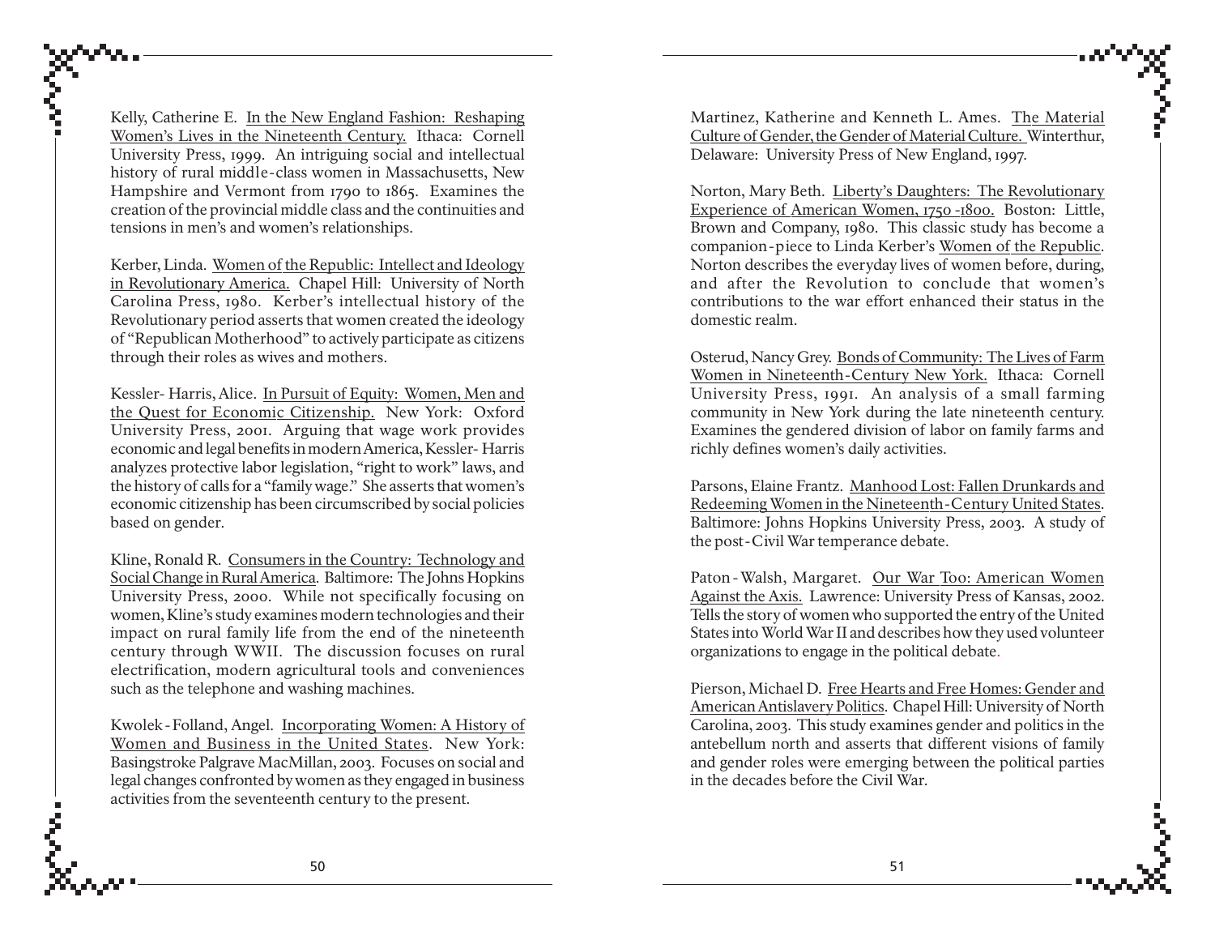Kelly, Catherine E. In the New England Fashion: Reshaping Women's Lives in the Nineteenth Century. Ithaca: Cornell University Press, 1999. An intriguing social and intellectual history of rural middle-class women in Massachusetts, New Hampshire and Vermont from 1790 to 1865. Examines the creation of the provincial middle class and the continuities and tensions in men's and women's relationships.

Kerber, Linda. Women of the Republic: Intellect and Ideology in Revolutionary America. Chapel Hill: University of North Carolina Press, 1980. Kerber's intellectual history of the Revolutionary period asserts that women created the ideology of "Republican Motherhood" to actively participate as citizens through their roles as wives and mothers.

Kessler- Harris, Alice. In Pursuit of Equity: Women, Men and the Quest for Economic Citizenship. New York: Oxford University Press, 2001. Arguing that wage work provides economic and legal benefits in modern America, Kessler- Harris analyzes protective labor legislation, "right to work" laws, and the history of calls for a "family wage." She asserts that women's economic citizenship has been circumscribed by social policies based on gender.

Kline, Ronald R. Consumers in the Country: Technology and Social Change in Rural America. Baltimore: The Johns Hopkins University Press, 2000. While not specifically focusing on women, Kline's study examines modern technologies and their impact on rural family life from the end of the nineteenth century through WWII. The discussion focuses on rural electrification, modern agricultural tools and conveniences such as the telephone and washing machines.

Kwolek-Folland, Angel. Incorporating Women: A History of Women and Business in the United States. New York: Basingstroke Palgrave MacMillan, 2003. Focuses on social and legal changes confronted by women as they engaged in business activities from the seventeenth century to the present.

Martinez, Katherine and Kenneth L. Ames. The Material Culture of Gender, the Gender of Material Culture. Winterthur, Delaware: University Press of New England, 1997.

Norton, Mary Beth. Liberty's Daughters: The Revolutionary Experience of American Women, 1750 -1800. Boston: Little, Brown and Company, 1980. This classic study has become a companion-piece to Linda Kerber's Women of the Republic. Norton describes the everyday lives of women before, during, and after the Revolution to conclude that women's contributions to the war effort enhanced their status in the domestic realm.

Osterud, Nancy Grey. Bonds of Community: The Lives of Farm Women in Nineteenth-Century New York. Ithaca: Cornell University Press, 1991. An analysis of a small farming community in New York during the late nineteenth century. Examines the gendered division of labor on family farms and richly defines women's daily activities.

Parsons, Elaine Frantz. Manhood Lost: Fallen Drunkards and Redeeming Women in the Nineteenth-Century United States. Baltimore: Johns Hopkins University Press, 2003. A study of the post-Civil War temperance debate.

Paton-Walsh, Margaret. Our War Too: American Women Against the Axis. Lawrence: University Press of Kansas, 2002. Tells the story of women who supported the entry of the United States into World War II and describes how they used volunteer organizations to engage in the political debate.

Pierson, Michael D. Free Hearts and Free Homes: Gender and American Antislavery Politics. Chapel Hill: University of North Carolina, 2003. This study examines gender and politics in the antebellum north and asserts that different visions of family and gender roles were emerging between the political parties in the decades before the Civil War.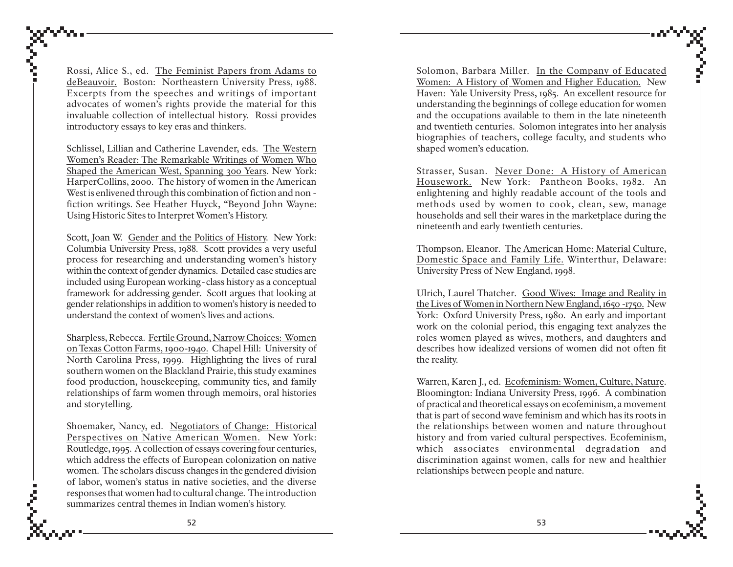Rossi, Alice S., ed. The Feminist Papers from Adams to deBeauvoir. Boston: Northeastern University Press, 1988. Excerpts from the speeches and writings of important advocates of women's rights provide the material for this invaluable collection of intellectual history. Rossi provides introductory essays to key eras and thinkers.

Schlissel, Lillian and Catherine Lavender, eds. The Western Women's Reader: The Remarkable Writings of Women Who Shaped the American West, Spanning 300 Years. New York: HarperCollins, 2000. The history of women in the American West is enlivened through this combination of fiction and non-fiction writings. See Heather Huyck, "Beyond John Wayne: Using Historic Sites to Interpret Women's History.

Scott, Joan W. Gender and the Politics of History. New York: Columbia University Press, 1988. Scott provides a very useful process for researching and understanding women's history within the context of gender dynamics. Detailed case studies are included using European working-class history as a conceptual framework for addressing gender. Scott argues that looking at gender relationships in addition to women's history is needed to understand the context of women's lives and actions.

Sharpless, Rebecca. Fertile Ground, Narrow Choices: Women on Texas Cotton Farms, 1900-1940. Chapel Hill: University of North Carolina Press, 1999. Highlighting the lives of rural southern women on the Blackland Prairie, this study examines food production, housekeeping, community ties, and family relationships of farm women through memoirs, oral histories and storytelling.

Shoemaker, Nancy, ed. Negotiators of Change: Historical Perspectives on Native American Women. New York: Routledge, 1995. A collection of essays covering four centuries, which address the effects of European colonization on native women. The scholars discuss changes in the gendered division of labor, women's status in native societies, and the diverse responses that women had to cultural change. The introduction summarizes central themes in Indian women's history.

Solomon, Barbara Miller. In the Company of Educated Women: A History of Women and Higher Education. New Haven: Yale University Press, 1985. An excellent resource for understanding the beginnings of college education for women and the occupations available to them in the late nineteenth and twentieth centuries. Solomon integrates into her analysis biographies of teachers, college faculty, and students who shaped women's education.

Strasser, Susan. Never Done: A History of American Housework. New York: Pantheon Books, 1982. An enlightening and highly readable account of the tools and methods used by women to cook, clean, sew, manage households and sell their wares in the marketplace during the nineteenth and early twentieth centuries.

Thompson, Eleanor. The American Home: Material Culture, Domestic Space and Family Life. Winterthur, Delaware: University Press of New England, 1998.

Ulrich, Laurel Thatcher. Good Wives: Image and Reality in the Lives of Women in Northern New England, 1650-1750. New York: Oxford University Press, 1980. An early and important work on the colonial period, this engaging text analyzes the roles women played as wives, mothers, and daughters and describes how idealized versions of women did not often fit the reality.

Warren, Karen J., ed. Ecofeminism: Women, Culture, Nature. Bloomington: Indiana University Press, 1996. A combination of practical and theoretical essays on ecofeminism, a movement that is part of second wave feminism and which has its roots in the relationships between women and nature throughout history and from varied cultural perspectives. Ecofeminism, which associates environmental degradation and discrimination against women, calls for new and healthier relationships between people and nature.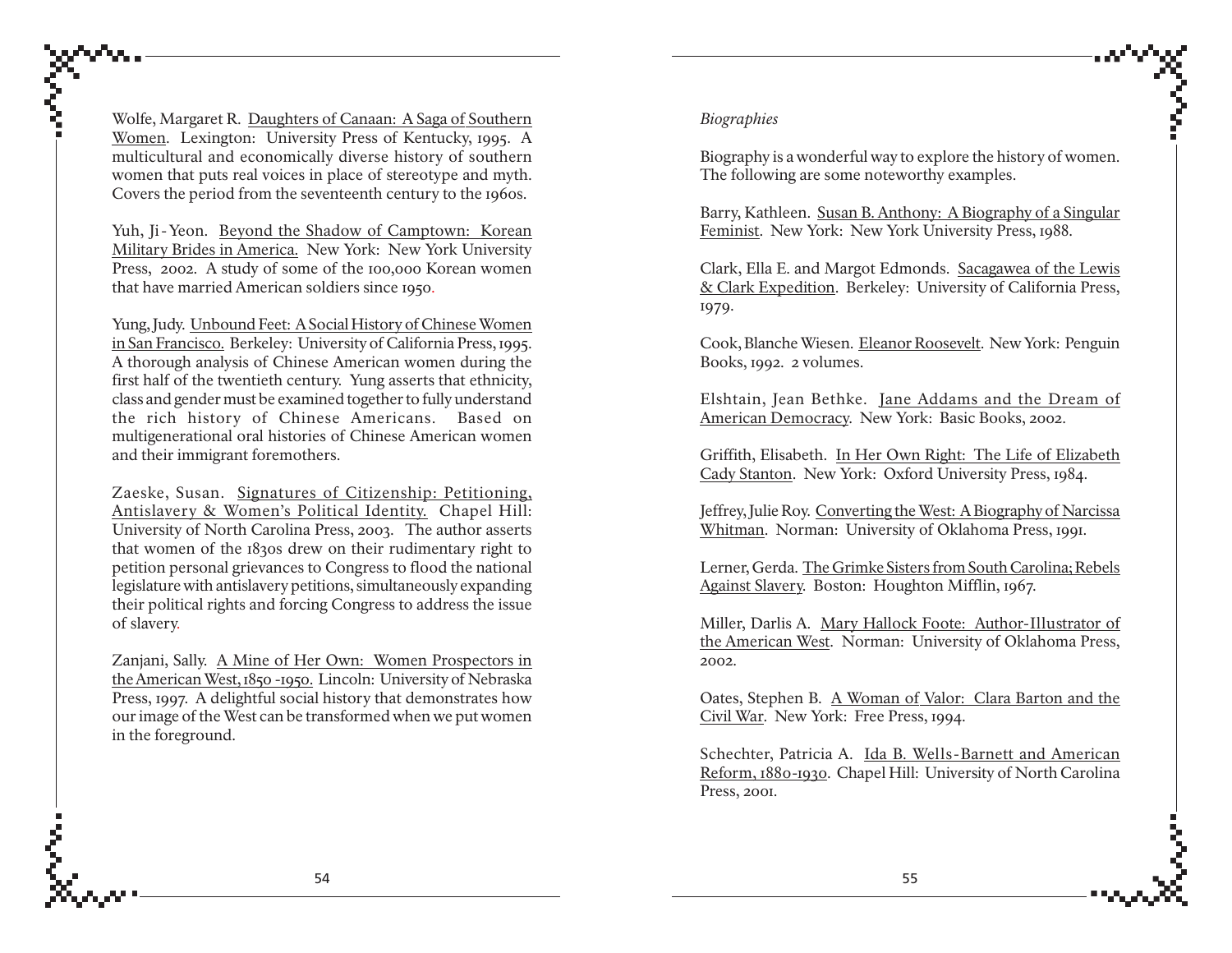Wolfe, Margaret R. Daughters of Canaan: A Saga of Southern Women. Lexington: University Press of Kentucky, 1995. A multicultural and economically diverse history of southern women that puts real voices in place of stereotype and myth. Covers the period from the seventeenth century to the 1960s.

Yuh, Ji-Yeon. Beyond the Shadow of Camptown: Korean Military Brides in America. New York: New York University Press, 2002. A study of some of the 100,000 Korean women that have married American soldiers since 1950.

Yung, Judy. Unbound Feet: A Social History of Chinese Women in San Francisco. Berkeley: University of California Press, 1995. A thorough analysis of Chinese American women during the first half of the twentieth century. Yung asserts that ethnicity, class and gender must be examined together to fully understand the rich history of Chinese Americans. Based on multigenerational oral histories of Chinese American women and their immigrant foremothers.

Zaeske, Susan. Signatures of Citizenship: Petitioning, Antislavery & Women's Political Identity. Chapel Hill: University of North Carolina Press, 2003. The author asserts that women of the 1830s drew on their rudimentary right to petition personal grievances to Congress to flood the national legislature with antislavery petitions, simultaneously expanding their political rights and forcing Congress to address the issue of slavery.

Zanjani, Sally. A Mine of Her Own: Women Prospectors in the American West, 1850 -1950. Lincoln: University of Nebraska Press, 1997. A delightful social history that demonstrates how our image of the West can be transformed when we put women in the foreground.

*Biographies*

Biography is a wonderful way to explore the history of women. The following are some noteworthy examples.

Barry, Kathleen. Susan B. Anthony: A Biography of a Singular Feminist. New York: New York University Press, 1988.

Clark, Ella E. and Margot Edmonds. Sacagawea of the Lewis & Clark Expedition. Berkeley: University of California Press, 1979.

Cook, Blanche Wiesen. Eleanor Roosevelt. New York: Penguin Books, 1992. 2 volumes.

Elshtain, Jean Bethke. Jane Addams and the Dream of American Democracy. New York: Basic Books, 2002.

Griffith, Elisabeth. In Her Own Right: The Life of Elizabeth Cady Stanton. New York: Oxford University Press, 1984.

Jeffrey, Julie Roy. Converting the West: A Biography of Narcissa Whitman. Norman: University of Oklahoma Press, 1991.

Lerner, Gerda. The Grimke Sisters from South Carolina; Rebels Against Slavery. Boston: Houghton Mifflin, 1967.

Miller, Darlis A. Mary Hallock Foote: Author-Illustrator of the American West. Norman: University of Oklahoma Press, 2002.

Oates, Stephen B. A Woman of Valor: Clara Barton and the Civil War. New York: Free Press, 1994.

Schechter, Patricia A. Ida B. Wells-Barnett and American Reform, 1880-1930. Chapel Hill: University of North Carolina Press, 2001.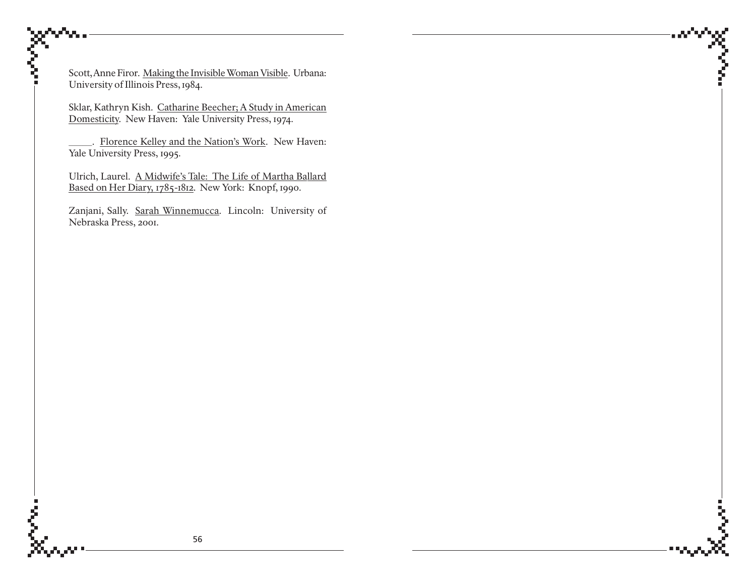Scott, Anne Firor. Making the Invisible Woman Visible. Urbana: University of Illinois Press, 1984.

Sklar, Kathryn Kish. Catharine Beecher; A Study in American Domesticity. New Haven: Yale University Press, 1974.

_____. Florence Kelley and the Nation's Work. New Haven: Yale University Press, 1995.

Ulrich, Laurel. A Midwife's Tale: The Life of Martha Ballard Based on Her Diary, 1785-1812. New York: Knopf, 1990.

Zanjani, Sally. Sarah Winnemucca. Lincoln: University of Nebraska Press, 2001.